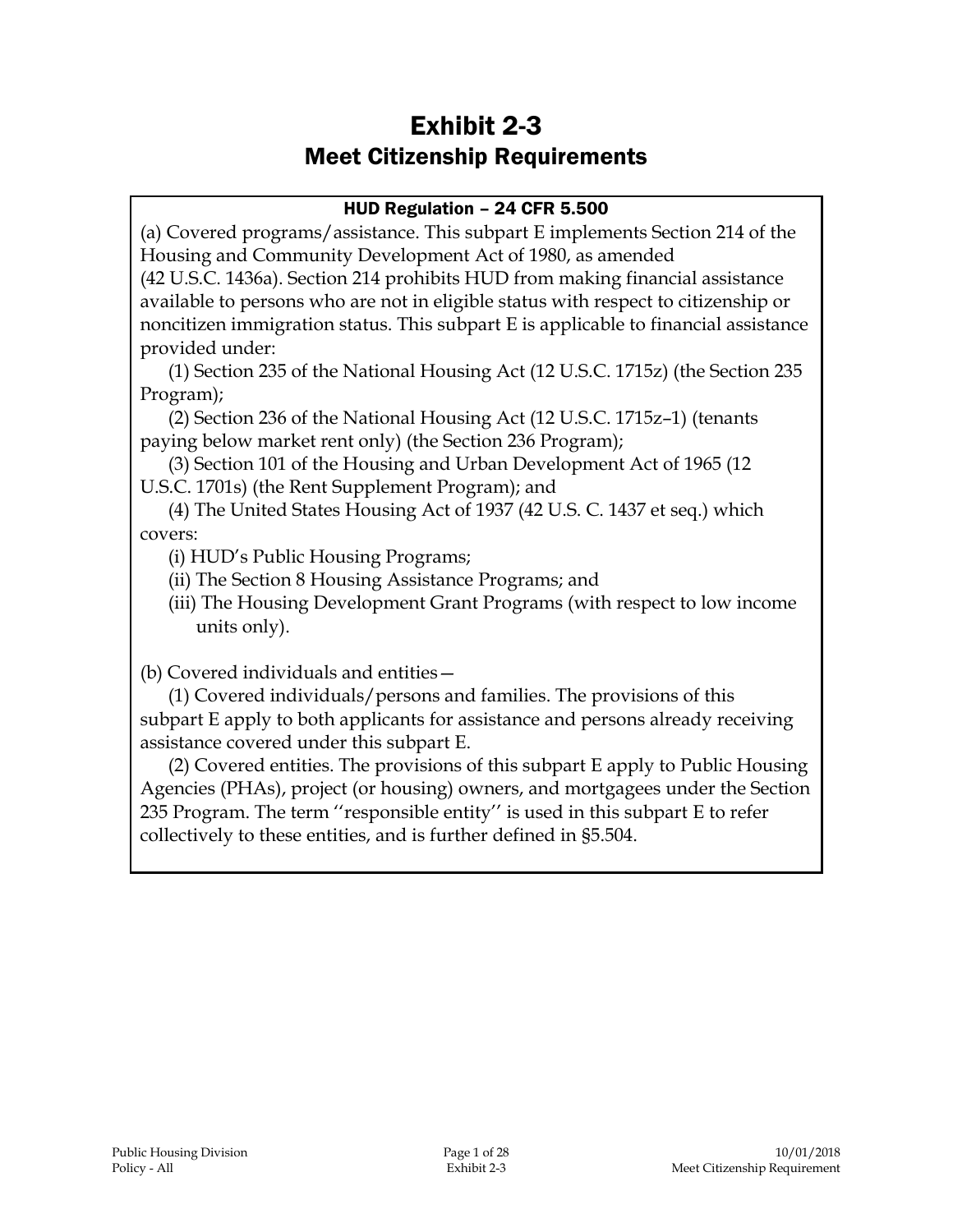# Exhibit 2-3
## Meet Citizenship Requirements

**HUD Regulation – 24 CFR 5.500**

(a) Covered programs/assistance. This subpart E implements Section 214 of the Housing and Community Development Act of 1980, as amended (42 U.S.C. 1436a). Section 214 prohibits HUD from making financial assistance available to persons who are not in eligible status with respect to citizenship or noncitizen immigration status. This subpart E is applicable to financial assistance provided under:

(1) Section 235 of the National Housing Act (12 U.S.C. 1715z) (the Section 235 Program);

(2) Section 236 of the National Housing Act (12 U.S.C. 1715z–1) (tenants paying below market rent only) (the Section 236 Program);

(3) Section 101 of the Housing and Urban Development Act of 1965 (12 U.S.C. 1701s) (the Rent Supplement Program); and

(4) The United States Housing Act of 1937 (42 U.S. C. 1437 et seq.) which covers:

(i) HUD's Public Housing Programs;

(ii) The Section 8 Housing Assistance Programs; and

(iii) The Housing Development Grant Programs (with respect to low income units only).

(b) Covered individuals and entities—

(1) Covered individuals/persons and families. The provisions of this subpart E apply to both applicants for assistance and persons already receiving assistance covered under this subpart E.

(2) Covered entities. The provisions of this subpart E apply to Public Housing Agencies (PHAs), project (or housing) owners, and mortgagees under the Section 235 Program. The term ''responsible entity'' is used in this subpart E to refer collectively to these entities, and is further defined in §5.504.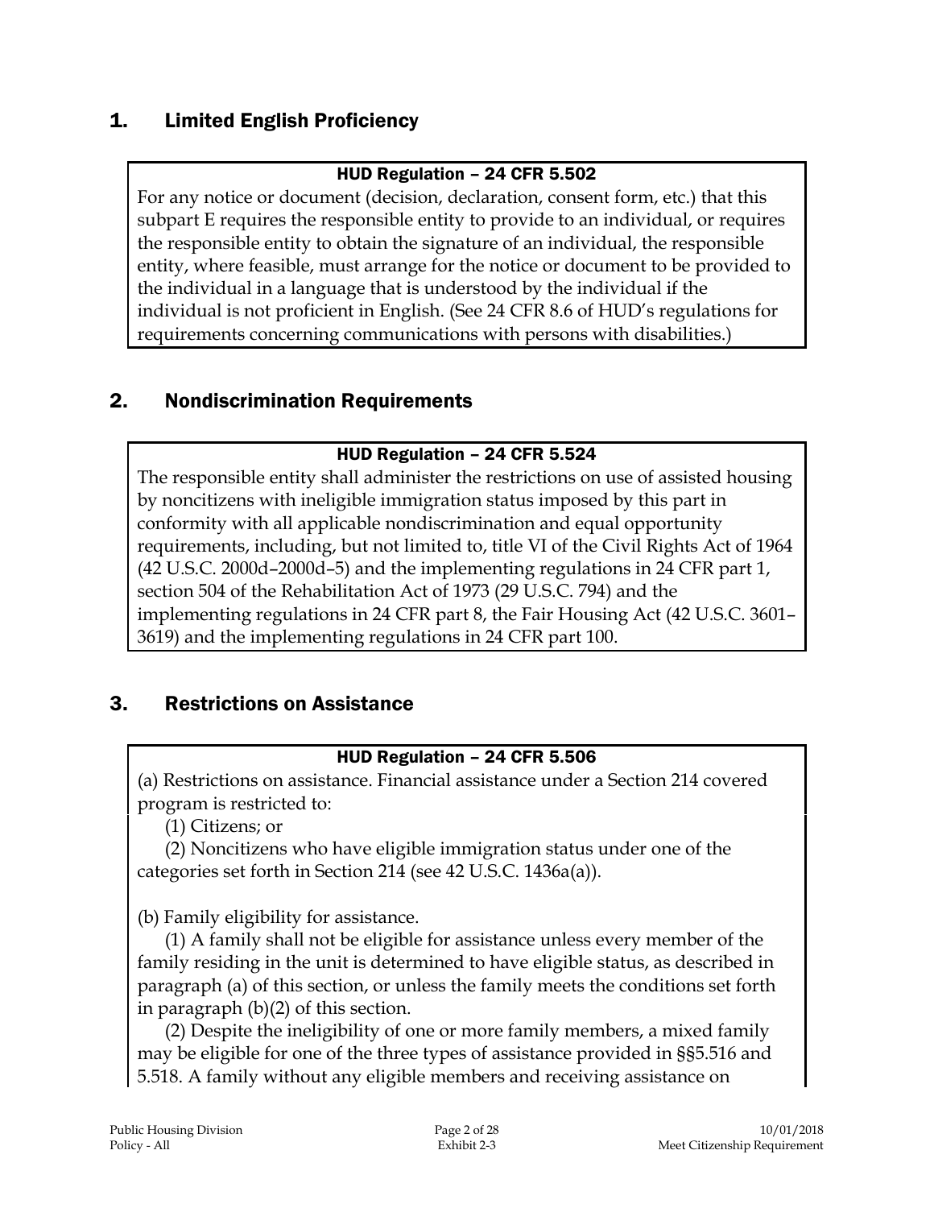## 1. Limited English Proficiency

**HUD Regulation – 24 CFR 5.502**

For any notice or document (decision, declaration, consent form, etc.) that this subpart E requires the responsible entity to provide to an individual, or requires the responsible entity to obtain the signature of an individual, the responsible entity, where feasible, must arrange for the notice or document to be provided to the individual in a language that is understood by the individual if the individual is not proficient in English. (See 24 CFR 8.6 of HUD's regulations for requirements concerning communications with persons with disabilities.)

## 2. Nondiscrimination Requirements

**HUD Regulation – 24 CFR 5.524**

The responsible entity shall administer the restrictions on use of assisted housing by noncitizens with ineligible immigration status imposed by this part in conformity with all applicable nondiscrimination and equal opportunity requirements, including, but not limited to, title VI of the Civil Rights Act of 1964 (42 U.S.C. 2000d–2000d–5) and the implementing regulations in 24 CFR part 1, section 504 of the Rehabilitation Act of 1973 (29 U.S.C. 794) and the implementing regulations in 24 CFR part 8, the Fair Housing Act (42 U.S.C. 3601–3619) and the implementing regulations in 24 CFR part 100.

## 3. Restrictions on Assistance

**HUD Regulation – 24 CFR 5.506**

(a) Restrictions on assistance. Financial assistance under a Section 214 covered program is restricted to:

(1) Citizens; or

(2) Noncitizens who have eligible immigration status under one of the categories set forth in Section 214 (see 42 U.S.C. 1436a(a)).

(b) Family eligibility for assistance.

(1) A family shall not be eligible for assistance unless every member of the family residing in the unit is determined to have eligible status, as described in paragraph (a) of this section, or unless the family meets the conditions set forth in paragraph (b)(2) of this section.

(2) Despite the ineligibility of one or more family members, a mixed family may be eligible for one of the three types of assistance provided in §§5.516 and 5.518. A family without any eligible members and receiving assistance on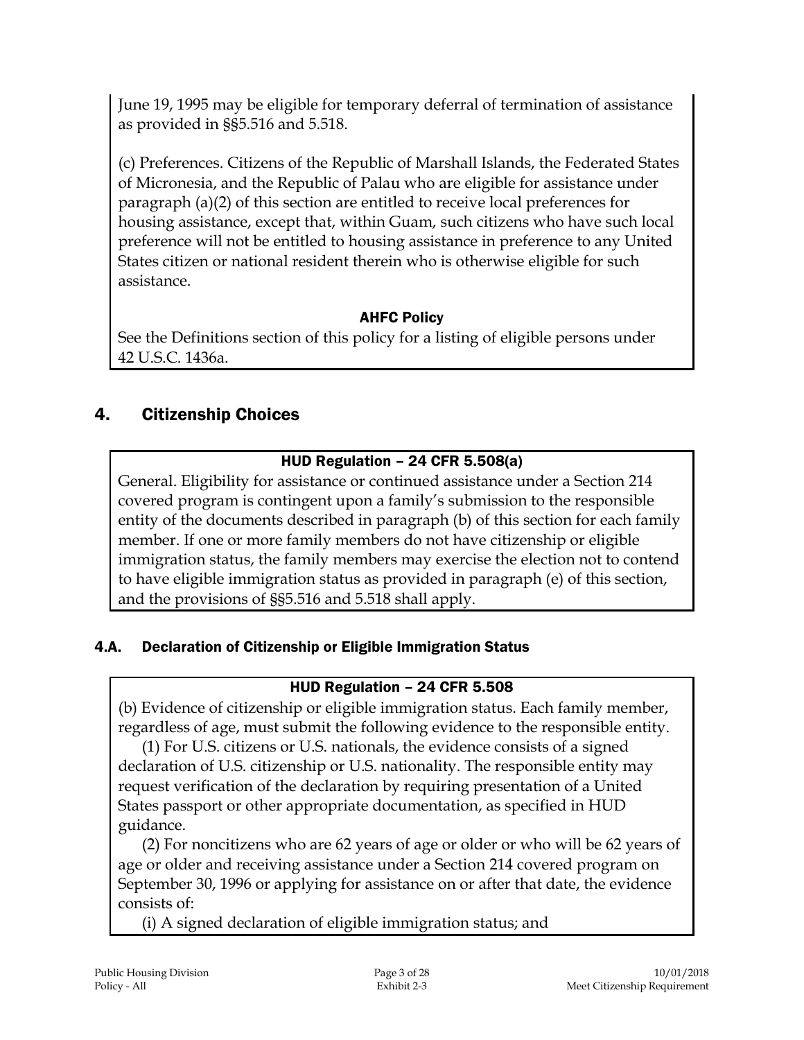June 19, 1995 may be eligible for temporary deferral of termination of assistance as provided in §§5.516 and 5.518.

(c) Preferences. Citizens of the Republic of Marshall Islands, the Federated States of Micronesia, and the Republic of Palau who are eligible for assistance under paragraph (a)(2) of this section are entitled to receive local preferences for housing assistance, except that, within Guam, such citizens who have such local preference will not be entitled to housing assistance in preference to any United States citizen or national resident therein who is otherwise eligible for such assistance.

**AHFC Policy**

See the Definitions section of this policy for a listing of eligible persons under 42 U.S.C. 1436a.

## 4. Citizenship Choices

**HUD Regulation – 24 CFR 5.508(a)**

General. Eligibility for assistance or continued assistance under a Section 214 covered program is contingent upon a family's submission to the responsible entity of the documents described in paragraph (b) of this section for each family member. If one or more family members do not have citizenship or eligible immigration status, the family members may exercise the election not to contend to have eligible immigration status as provided in paragraph (e) of this section, and the provisions of §§5.516 and 5.518 shall apply.

### 4.A. Declaration of Citizenship or Eligible Immigration Status

**HUD Regulation – 24 CFR 5.508**

(b) Evidence of citizenship or eligible immigration status. Each family member, regardless of age, must submit the following evidence to the responsible entity.

(1) For U.S. citizens or U.S. nationals, the evidence consists of a signed declaration of U.S. citizenship or U.S. nationality. The responsible entity may request verification of the declaration by requiring presentation of a United States passport or other appropriate documentation, as specified in HUD guidance.

(2) For noncitizens who are 62 years of age or older or who will be 62 years of age or older and receiving assistance under a Section 214 covered program on September 30, 1996 or applying for assistance on or after that date, the evidence consists of:

(i) A signed declaration of eligible immigration status; and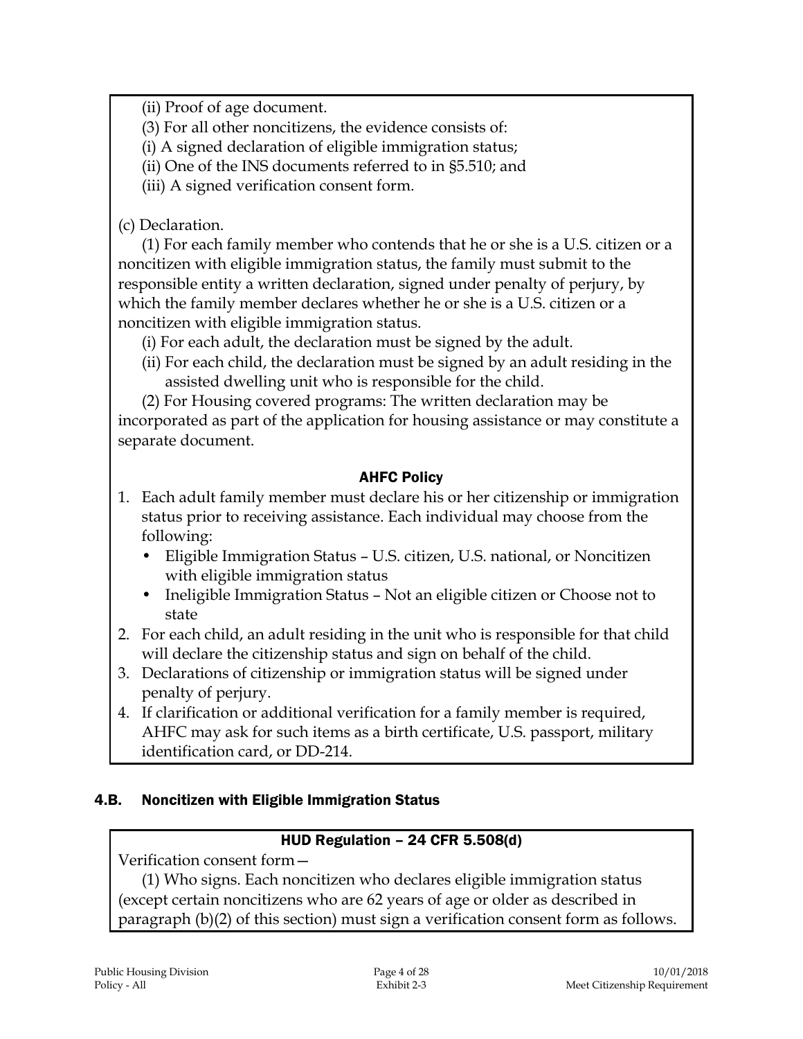(ii) Proof of age document.

(3) For all other noncitizens, the evidence consists of:

(i) A signed declaration of eligible immigration status;

(ii) One of the INS documents referred to in §5.510; and

(iii) A signed verification consent form.

(c) Declaration.

(1) For each family member who contends that he or she is a U.S. citizen or a noncitizen with eligible immigration status, the family must submit to the responsible entity a written declaration, signed under penalty of perjury, by which the family member declares whether he or she is a U.S. citizen or a noncitizen with eligible immigration status.

(i) For each adult, the declaration must be signed by the adult.

(ii) For each child, the declaration must be signed by an adult residing in the assisted dwelling unit who is responsible for the child.

(2) For Housing covered programs: The written declaration may be incorporated as part of the application for housing assistance or may constitute a separate document.

**AHFC Policy**

1. Each adult family member must declare his or her citizenship or immigration status prior to receiving assistance. Each individual may choose from the following:
   - Eligible Immigration Status – U.S. citizen, U.S. national, or Noncitizen with eligible immigration status
   - Ineligible Immigration Status – Not an eligible citizen or Choose not to state
2. For each child, an adult residing in the unit who is responsible for that child will declare the citizenship status and sign on behalf of the child.
3. Declarations of citizenship or immigration status will be signed under penalty of perjury.
4. If clarification or additional verification for a family member is required, AHFC may ask for such items as a birth certificate, U.S. passport, military identification card, or DD-214.

## 4.B. Noncitizen with Eligible Immigration Status

**HUD Regulation – 24 CFR 5.508(d)**

Verification consent form—

(1) Who signs. Each noncitizen who declares eligible immigration status (except certain noncitizens who are 62 years of age or older as described in paragraph (b)(2) of this section) must sign a verification consent form as follows.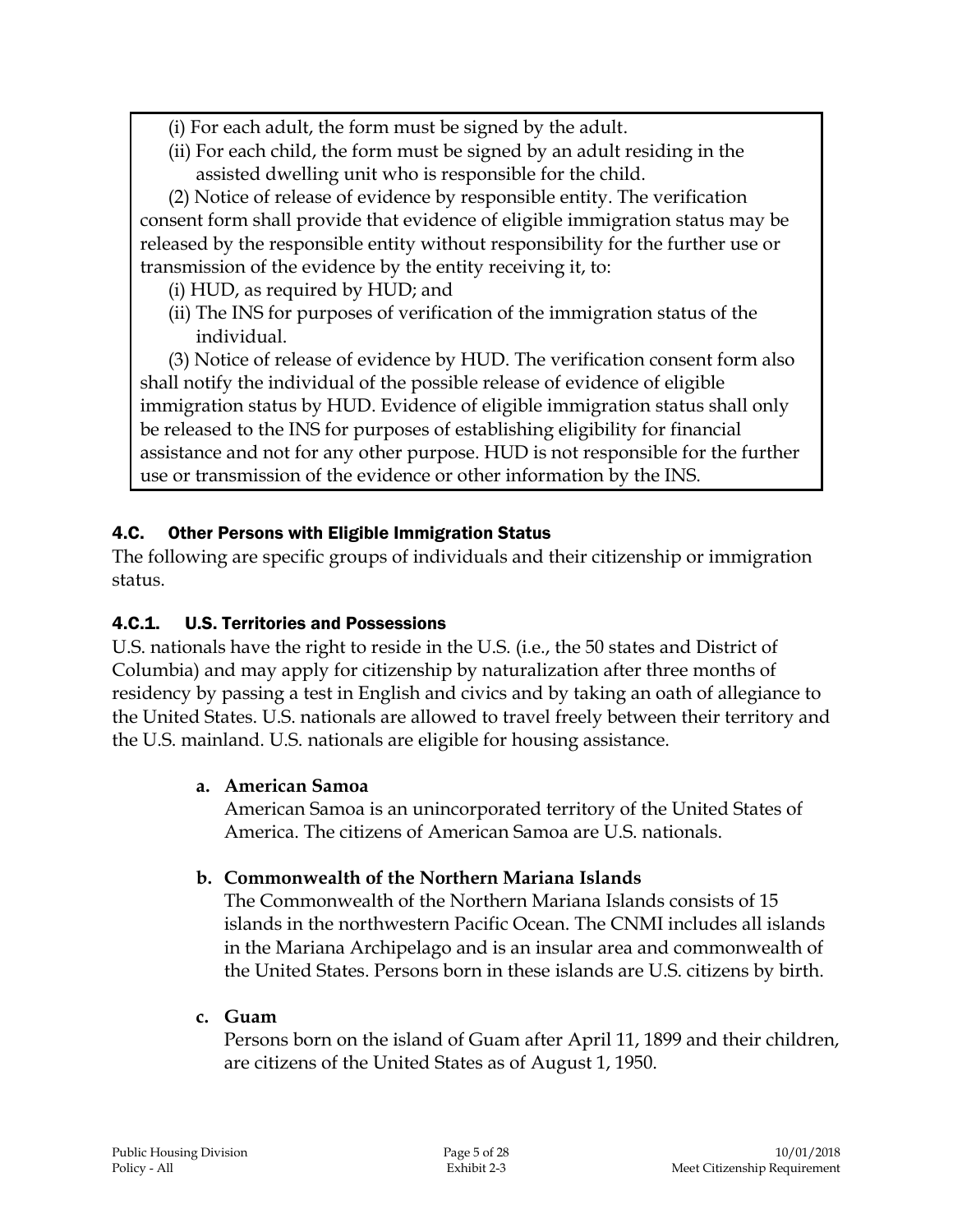(i) For each adult, the form must be signed by the adult.

(ii) For each child, the form must be signed by an adult residing in the assisted dwelling unit who is responsible for the child.

(2) Notice of release of evidence by responsible entity. The verification consent form shall provide that evidence of eligible immigration status may be released by the responsible entity without responsibility for the further use or transmission of the evidence by the entity receiving it, to:

(i) HUD, as required by HUD; and

(ii) The INS for purposes of verification of the immigration status of the individual.

(3) Notice of release of evidence by HUD. The verification consent form also shall notify the individual of the possible release of evidence of eligible immigration status by HUD. Evidence of eligible immigration status shall only be released to the INS for purposes of establishing eligibility for financial assistance and not for any other purpose. HUD is not responsible for the further use or transmission of the evidence or other information by the INS.

## 4.C. Other Persons with Eligible Immigration Status

The following are specific groups of individuals and their citizenship or immigration status.

### 4.C.1. U.S. Territories and Possessions

U.S. nationals have the right to reside in the U.S. (i.e., the 50 states and District of Columbia) and may apply for citizenship by naturalization after three months of residency by passing a test in English and civics and by taking an oath of allegiance to the United States. U.S. nationals are allowed to travel freely between their territory and the U.S. mainland. U.S. nationals are eligible for housing assistance.

**a. American Samoa**

American Samoa is an unincorporated territory of the United States of America. The citizens of American Samoa are U.S. nationals.

**b. Commonwealth of the Northern Mariana Islands**

The Commonwealth of the Northern Mariana Islands consists of 15 islands in the northwestern Pacific Ocean. The CNMI includes all islands in the Mariana Archipelago and is an insular area and commonwealth of the United States. Persons born in these islands are U.S. citizens by birth.

**c. Guam**

Persons born on the island of Guam after April 11, 1899 and their children, are citizens of the United States as of August 1, 1950.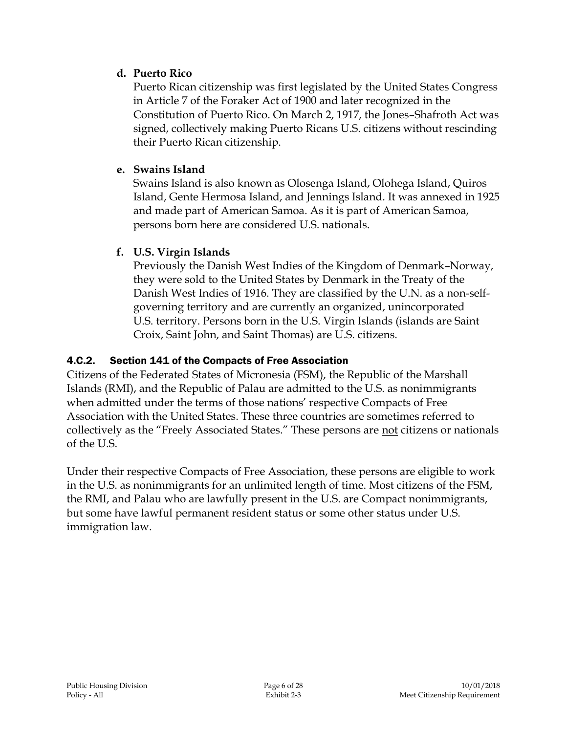**d. Puerto Rico**

Puerto Rican citizenship was first legislated by the United States Congress in Article 7 of the Foraker Act of 1900 and later recognized in the Constitution of Puerto Rico. On March 2, 1917, the Jones–Shafroth Act was signed, collectively making Puerto Ricans U.S. citizens without rescinding their Puerto Rican citizenship.

**e. Swains Island**

Swains Island is also known as Olosenga Island, Olohega Island, Quiros Island, Gente Hermosa Island, and Jennings Island. It was annexed in 1925 and made part of American Samoa. As it is part of American Samoa, persons born here are considered U.S. nationals.

**f. U.S. Virgin Islands**

Previously the Danish West Indies of the Kingdom of Denmark–Norway, they were sold to the United States by Denmark in the Treaty of the Danish West Indies of 1916. They are classified by the U.N. as a non-self-governing territory and are currently an organized, unincorporated U.S. territory. Persons born in the U.S. Virgin Islands (islands are Saint Croix, Saint John, and Saint Thomas) are U.S. citizens.

### 4.C.2. Section 141 of the Compacts of Free Association

Citizens of the Federated States of Micronesia (FSM), the Republic of the Marshall Islands (RMI), and the Republic of Palau are admitted to the U.S. as nonimmigrants when admitted under the terms of those nations' respective Compacts of Free Association with the United States. These three countries are sometimes referred to collectively as the "Freely Associated States." These persons are <u>not</u> citizens or nationals of the U.S.

Under their respective Compacts of Free Association, these persons are eligible to work in the U.S. as nonimmigrants for an unlimited length of time. Most citizens of the FSM, the RMI, and Palau who are lawfully present in the U.S. are Compact nonimmigrants, but some have lawful permanent resident status or some other status under U.S. immigration law.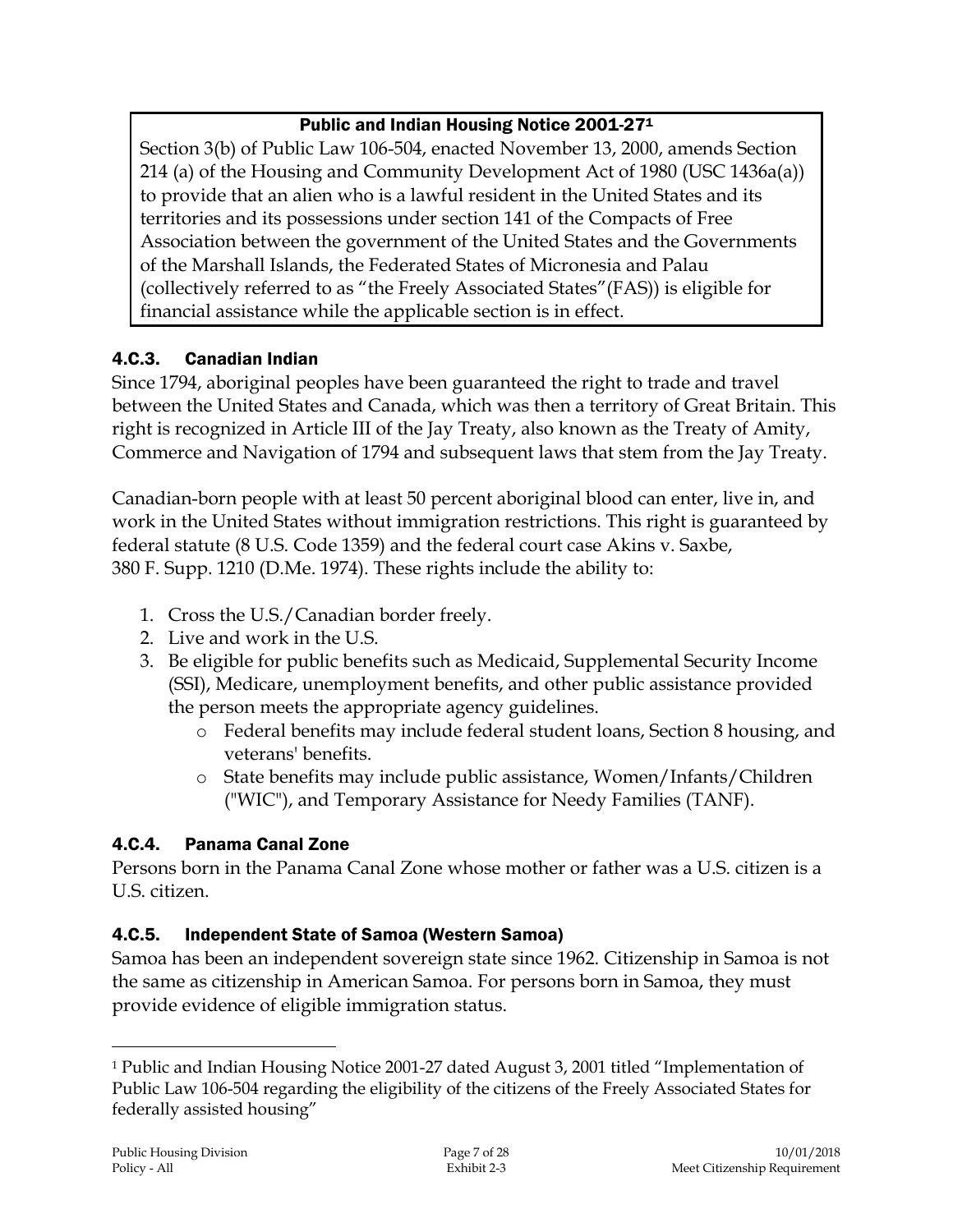**Public and Indian Housing Notice 2001-27[1]**

Section 3(b) of Public Law 106-504, enacted November 13, 2000, amends Section 214 (a) of the Housing and Community Development Act of 1980 (USC 1436a(a)) to provide that an alien who is a lawful resident in the United States and its territories and its possessions under section 141 of the Compacts of Free Association between the government of the United States and the Governments of the Marshall Islands, the Federated States of Micronesia and Palau (collectively referred to as "the Freely Associated States"(FAS)) is eligible for financial assistance while the applicable section is in effect.

### 4.C.3. Canadian Indian

Since 1794, aboriginal peoples have been guaranteed the right to trade and travel between the United States and Canada, which was then a territory of Great Britain. This right is recognized in Article III of the Jay Treaty, also known as the Treaty of Amity, Commerce and Navigation of 1794 and subsequent laws that stem from the Jay Treaty.

Canadian-born people with at least 50 percent aboriginal blood can enter, live in, and work in the United States without immigration restrictions. This right is guaranteed by federal statute (8 U.S. Code 1359) and the federal court case Akins v. Saxbe, 380 F. Supp. 1210 (D.Me. 1974). These rights include the ability to:

1. Cross the U.S./Canadian border freely.
2. Live and work in the U.S.
3. Be eligible for public benefits such as Medicaid, Supplemental Security Income (SSI), Medicare, unemployment benefits, and other public assistance provided the person meets the appropriate agency guidelines.
   - Federal benefits may include federal student loans, Section 8 housing, and veterans' benefits.
   - State benefits may include public assistance, Women/Infants/Children ("WIC"), and Temporary Assistance for Needy Families (TANF).

### 4.C.4. Panama Canal Zone

Persons born in the Panama Canal Zone whose mother or father was a U.S. citizen is a U.S. citizen.

### 4.C.5. Independent State of Samoa (Western Samoa)

Samoa has been an independent sovereign state since 1962. Citizenship in Samoa is not the same as citizenship in American Samoa. For persons born in Samoa, they must provide evidence of eligible immigration status.

---

[1] Public and Indian Housing Notice 2001-27 dated August 3, 2001 titled "Implementation of Public Law 106-504 regarding the eligibility of the citizens of the Freely Associated States for federally assisted housing"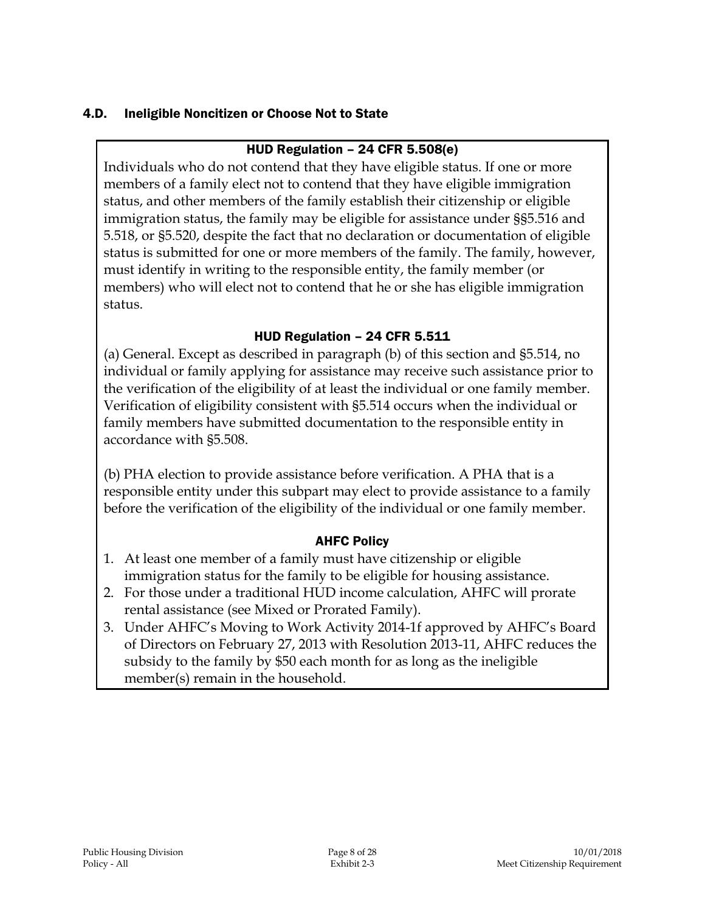## 4.D. Ineligible Noncitizen or Choose Not to State

### HUD Regulation – 24 CFR 5.508(e)

Individuals who do not contend that they have eligible status. If one or more members of a family elect not to contend that they have eligible immigration status, and other members of the family establish their citizenship or eligible immigration status, the family may be eligible for assistance under §§5.516 and 5.518, or §5.520, despite the fact that no declaration or documentation of eligible status is submitted for one or more members of the family. The family, however, must identify in writing to the responsible entity, the family member (or members) who will elect not to contend that he or she has eligible immigration status.

### HUD Regulation – 24 CFR 5.511

(a) General. Except as described in paragraph (b) of this section and §5.514, no individual or family applying for assistance may receive such assistance prior to the verification of the eligibility of at least the individual or one family member. Verification of eligibility consistent with §5.514 occurs when the individual or family members have submitted documentation to the responsible entity in accordance with §5.508.

(b) PHA election to provide assistance before verification. A PHA that is a responsible entity under this subpart may elect to provide assistance to a family before the verification of the eligibility of the individual or one family member.

### AHFC Policy

1. At least one member of a family must have citizenship or eligible immigration status for the family to be eligible for housing assistance.
2. For those under a traditional HUD income calculation, AHFC will prorate rental assistance (see Mixed or Prorated Family).
3. Under AHFC's Moving to Work Activity 2014-1f approved by AHFC's Board of Directors on February 27, 2013 with Resolution 2013-11, AHFC reduces the subsidy to the family by $50 each month for as long as the ineligible member(s) remain in the household.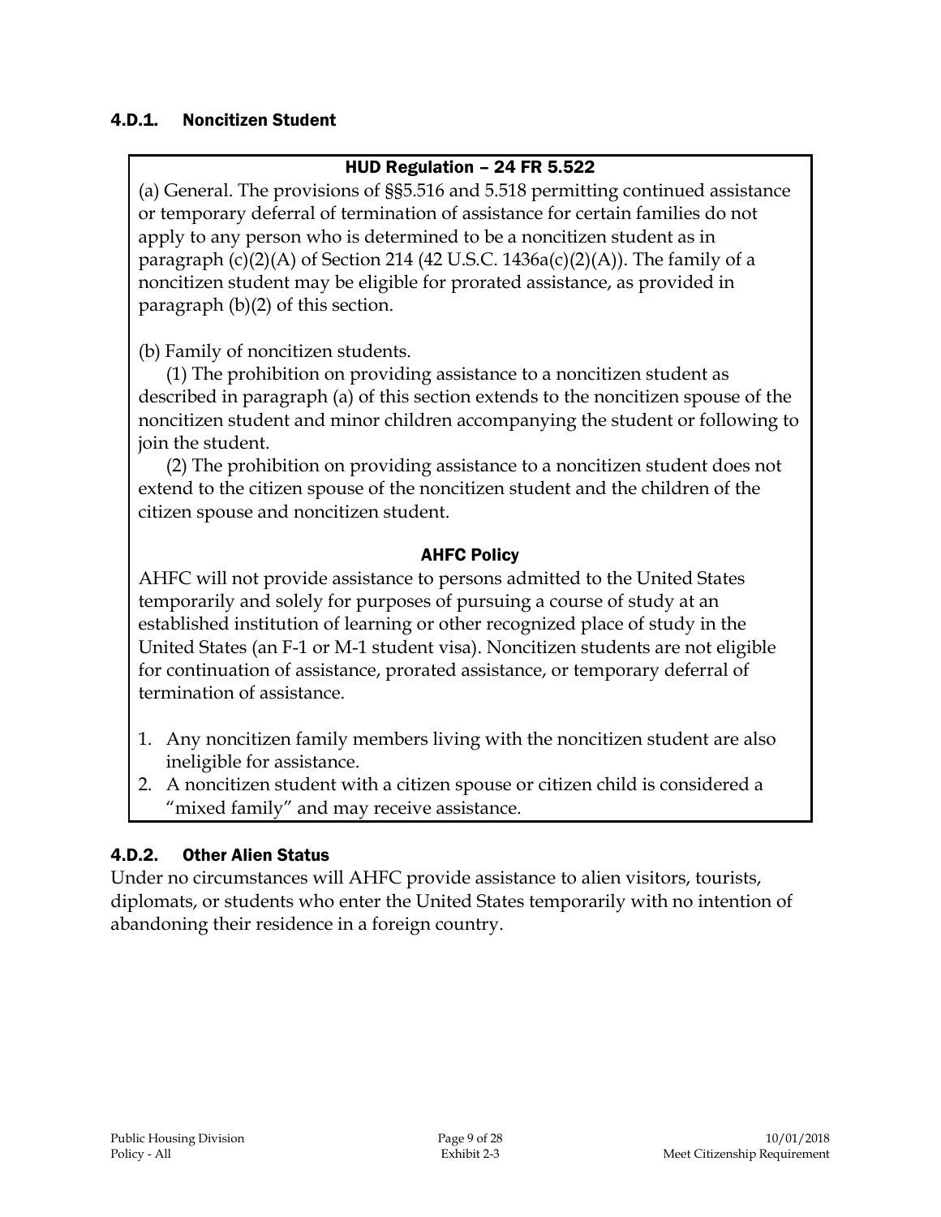### 4.D.1. Noncitizen Student

#### HUD Regulation – 24 FR 5.522

(a) General. The provisions of §§5.516 and 5.518 permitting continued assistance or temporary deferral of termination of assistance for certain families do not apply to any person who is determined to be a noncitizen student as in paragraph (c)(2)(A) of Section 214 (42 U.S.C. 1436a(c)(2)(A)). The family of a noncitizen student may be eligible for prorated assistance, as provided in paragraph (b)(2) of this section.

(b) Family of noncitizen students.

(1) The prohibition on providing assistance to a noncitizen student as described in paragraph (a) of this section extends to the noncitizen spouse of the noncitizen student and minor children accompanying the student or following to join the student.

(2) The prohibition on providing assistance to a noncitizen student does not extend to the citizen spouse of the noncitizen student and the children of the citizen spouse and noncitizen student.

#### AHFC Policy

AHFC will not provide assistance to persons admitted to the United States temporarily and solely for purposes of pursuing a course of study at an established institution of learning or other recognized place of study in the United States (an F-1 or M-1 student visa). Noncitizen students are not eligible for continuation of assistance, prorated assistance, or temporary deferral of termination of assistance.

1. Any noncitizen family members living with the noncitizen student are also ineligible for assistance.
2. A noncitizen student with a citizen spouse or citizen child is considered a "mixed family" and may receive assistance.

### 4.D.2. Other Alien Status

Under no circumstances will AHFC provide assistance to alien visitors, tourists, diplomats, or students who enter the United States temporarily with no intention of abandoning their residence in a foreign country.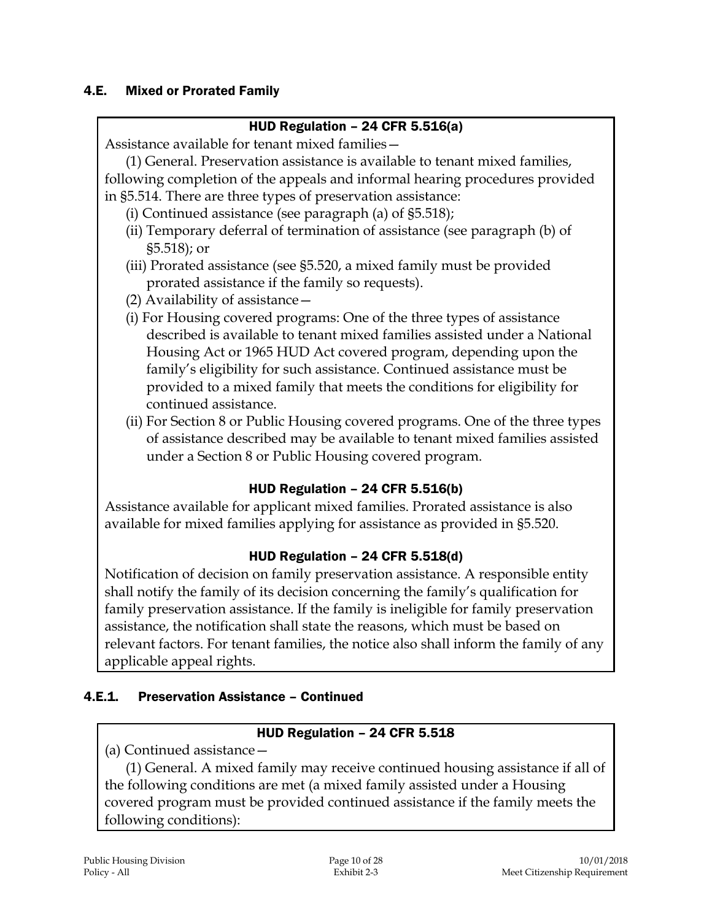## 4.E. Mixed or Prorated Family

**HUD Regulation – 24 CFR 5.516(a)**

Assistance available for tenant mixed families—

(1) General. Preservation assistance is available to tenant mixed families, following completion of the appeals and informal hearing procedures provided in §5.514. There are three types of preservation assistance:

(i) Continued assistance (see paragraph (a) of §5.518);

(ii) Temporary deferral of termination of assistance (see paragraph (b) of §5.518); or

(iii) Prorated assistance (see §5.520, a mixed family must be provided prorated assistance if the family so requests).

(2) Availability of assistance—

(i) For Housing covered programs: One of the three types of assistance described is available to tenant mixed families assisted under a National Housing Act or 1965 HUD Act covered program, depending upon the family's eligibility for such assistance. Continued assistance must be provided to a mixed family that meets the conditions for eligibility for continued assistance.

(ii) For Section 8 or Public Housing covered programs. One of the three types of assistance described may be available to tenant mixed families assisted under a Section 8 or Public Housing covered program.

**HUD Regulation – 24 CFR 5.516(b)**

Assistance available for applicant mixed families. Prorated assistance is also available for mixed families applying for assistance as provided in §5.520.

**HUD Regulation – 24 CFR 5.518(d)**

Notification of decision on family preservation assistance. A responsible entity shall notify the family of its decision concerning the family's qualification for family preservation assistance. If the family is ineligible for family preservation assistance, the notification shall state the reasons, which must be based on relevant factors. For tenant families, the notice also shall inform the family of any applicable appeal rights.

### 4.E.1. Preservation Assistance – Continued

**HUD Regulation – 24 CFR 5.518**

(a) Continued assistance—

(1) General. A mixed family may receive continued housing assistance if all of the following conditions are met (a mixed family assisted under a Housing covered program must be provided continued assistance if the family meets the following conditions):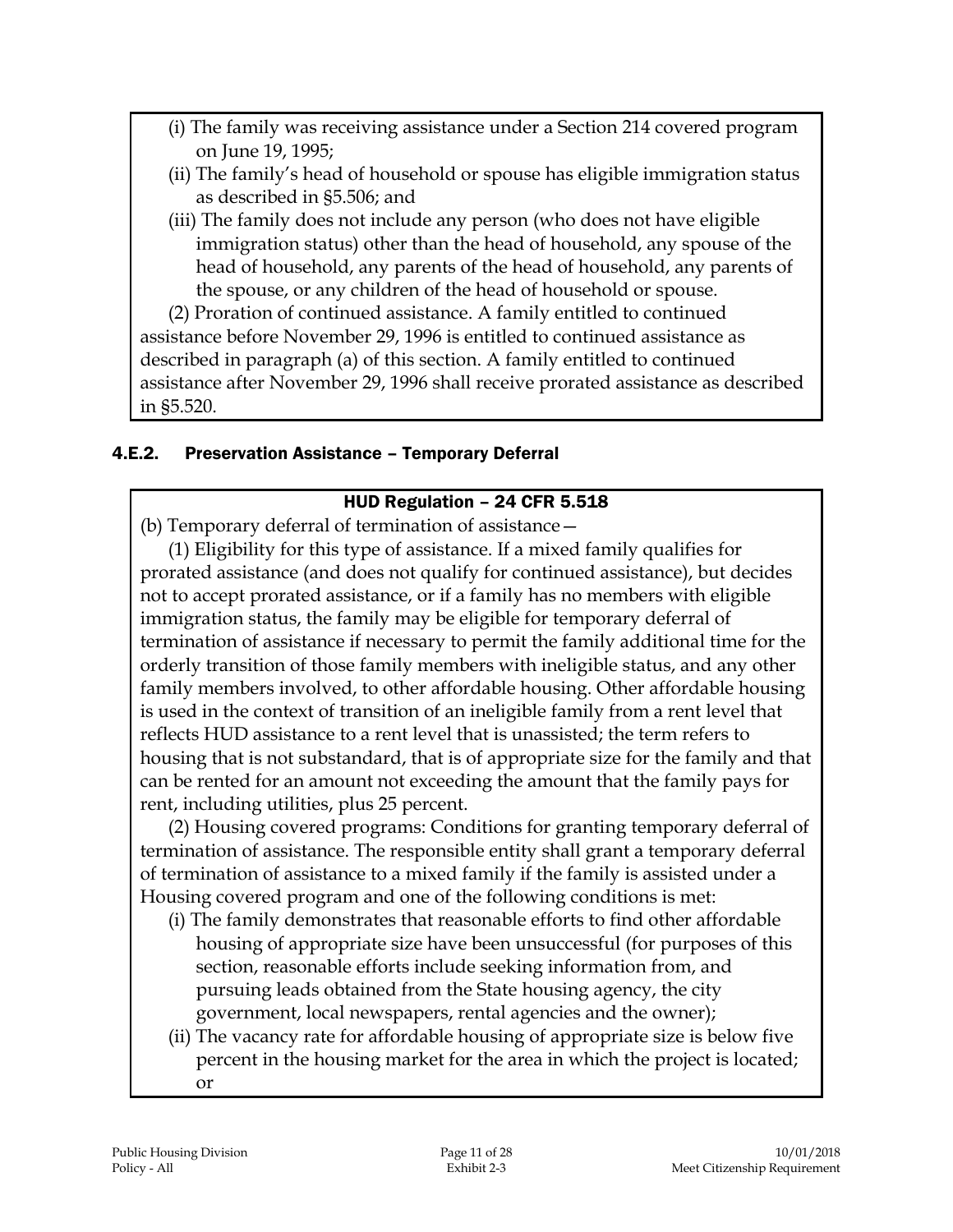(i) The family was receiving assistance under a Section 214 covered program on June 19, 1995;

(ii) The family's head of household or spouse has eligible immigration status as described in §5.506; and

(iii) The family does not include any person (who does not have eligible immigration status) other than the head of household, any spouse of the head of household, any parents of the head of household, any parents of the spouse, or any children of the head of household or spouse.

(2) Proration of continued assistance. A family entitled to continued assistance before November 29, 1996 is entitled to continued assistance as described in paragraph (a) of this section. A family entitled to continued assistance after November 29, 1996 shall receive prorated assistance as described in §5.520.

### 4.E.2. Preservation Assistance – Temporary Deferral

**HUD Regulation – 24 CFR 5.518**

(b) Temporary deferral of termination of assistance—

(1) Eligibility for this type of assistance. If a mixed family qualifies for prorated assistance (and does not qualify for continued assistance), but decides not to accept prorated assistance, or if a family has no members with eligible immigration status, the family may be eligible for temporary deferral of termination of assistance if necessary to permit the family additional time for the orderly transition of those family members with ineligible status, and any other family members involved, to other affordable housing. Other affordable housing is used in the context of transition of an ineligible family from a rent level that reflects HUD assistance to a rent level that is unassisted; the term refers to housing that is not substandard, that is of appropriate size for the family and that can be rented for an amount not exceeding the amount that the family pays for rent, including utilities, plus 25 percent.

(2) Housing covered programs: Conditions for granting temporary deferral of termination of assistance. The responsible entity shall grant a temporary deferral of termination of assistance to a mixed family if the family is assisted under a Housing covered program and one of the following conditions is met:

(i) The family demonstrates that reasonable efforts to find other affordable housing of appropriate size have been unsuccessful (for purposes of this section, reasonable efforts include seeking information from, and pursuing leads obtained from the State housing agency, the city government, local newspapers, rental agencies and the owner);

(ii) The vacancy rate for affordable housing of appropriate size is below five percent in the housing market for the area in which the project is located; or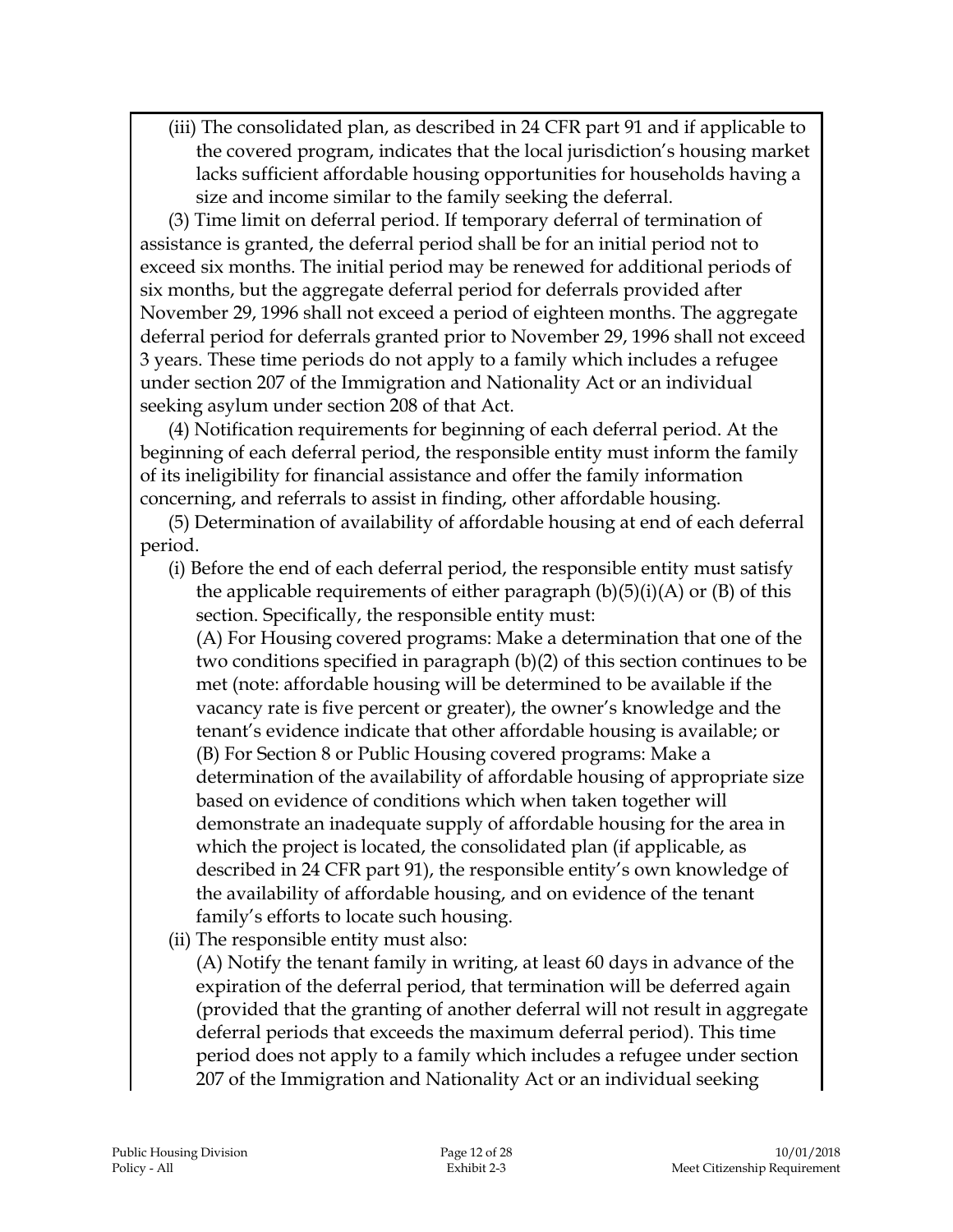(iii) The consolidated plan, as described in 24 CFR part 91 and if applicable to the covered program, indicates that the local jurisdiction's housing market lacks sufficient affordable housing opportunities for households having a size and income similar to the family seeking the deferral.

(3) Time limit on deferral period. If temporary deferral of termination of assistance is granted, the deferral period shall be for an initial period not to exceed six months. The initial period may be renewed for additional periods of six months, but the aggregate deferral period for deferrals provided after November 29, 1996 shall not exceed a period of eighteen months. The aggregate deferral period for deferrals granted prior to November 29, 1996 shall not exceed 3 years. These time periods do not apply to a family which includes a refugee under section 207 of the Immigration and Nationality Act or an individual seeking asylum under section 208 of that Act.

(4) Notification requirements for beginning of each deferral period. At the beginning of each deferral period, the responsible entity must inform the family of its ineligibility for financial assistance and offer the family information concerning, and referrals to assist in finding, other affordable housing.

(5) Determination of availability of affordable housing at end of each deferral period.

(i) Before the end of each deferral period, the responsible entity must satisfy the applicable requirements of either paragraph (b)(5)(i)(A) or (B) of this section. Specifically, the responsible entity must:

(A) For Housing covered programs: Make a determination that one of the two conditions specified in paragraph (b)(2) of this section continues to be met (note: affordable housing will be determined to be available if the vacancy rate is five percent or greater), the owner's knowledge and the tenant's evidence indicate that other affordable housing is available; or

(B) For Section 8 or Public Housing covered programs: Make a determination of the availability of affordable housing of appropriate size based on evidence of conditions which when taken together will demonstrate an inadequate supply of affordable housing for the area in which the project is located, the consolidated plan (if applicable, as described in 24 CFR part 91), the responsible entity's own knowledge of the availability of affordable housing, and on evidence of the tenant family's efforts to locate such housing.

(ii) The responsible entity must also:

(A) Notify the tenant family in writing, at least 60 days in advance of the expiration of the deferral period, that termination will be deferred again (provided that the granting of another deferral will not result in aggregate deferral periods that exceeds the maximum deferral period). This time period does not apply to a family which includes a refugee under section 207 of the Immigration and Nationality Act or an individual seeking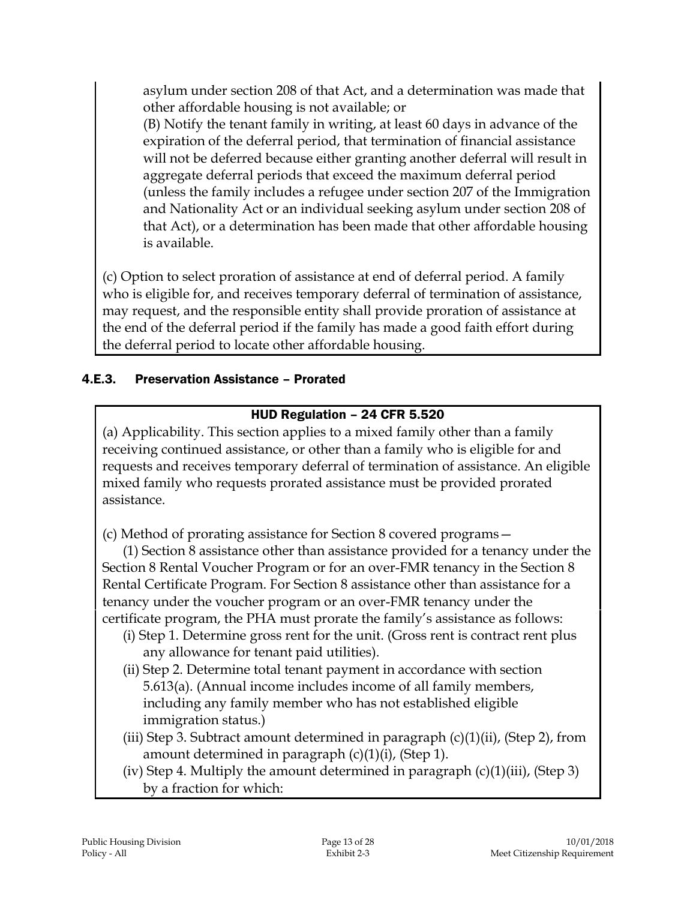asylum under section 208 of that Act, and a determination was made that other affordable housing is not available; or

(B) Notify the tenant family in writing, at least 60 days in advance of the expiration of the deferral period, that termination of financial assistance will not be deferred because either granting another deferral will result in aggregate deferral periods that exceed the maximum deferral period (unless the family includes a refugee under section 207 of the Immigration and Nationality Act or an individual seeking asylum under section 208 of that Act), or a determination has been made that other affordable housing is available.

(c) Option to select proration of assistance at end of deferral period. A family who is eligible for, and receives temporary deferral of termination of assistance, may request, and the responsible entity shall provide proration of assistance at the end of the deferral period if the family has made a good faith effort during the deferral period to locate other affordable housing.

### 4.E.3. Preservation Assistance – Prorated

**HUD Regulation – 24 CFR 5.520**

(a) Applicability. This section applies to a mixed family other than a family receiving continued assistance, or other than a family who is eligible for and requests and receives temporary deferral of termination of assistance. An eligible mixed family who requests prorated assistance must be provided prorated assistance.

(c) Method of prorating assistance for Section 8 covered programs—

(1) Section 8 assistance other than assistance provided for a tenancy under the Section 8 Rental Voucher Program or for an over-FMR tenancy in the Section 8 Rental Certificate Program. For Section 8 assistance other than assistance for a tenancy under the voucher program or an over-FMR tenancy under the certificate program, the PHA must prorate the family's assistance as follows:

(i) Step 1. Determine gross rent for the unit. (Gross rent is contract rent plus any allowance for tenant paid utilities).

(ii) Step 2. Determine total tenant payment in accordance with section 5.613(a). (Annual income includes income of all family members, including any family member who has not established eligible immigration status.)

(iii) Step 3. Subtract amount determined in paragraph (c)(1)(ii), (Step 2), from amount determined in paragraph (c)(1)(i), (Step 1).

(iv) Step 4. Multiply the amount determined in paragraph (c)(1)(iii), (Step 3) by a fraction for which: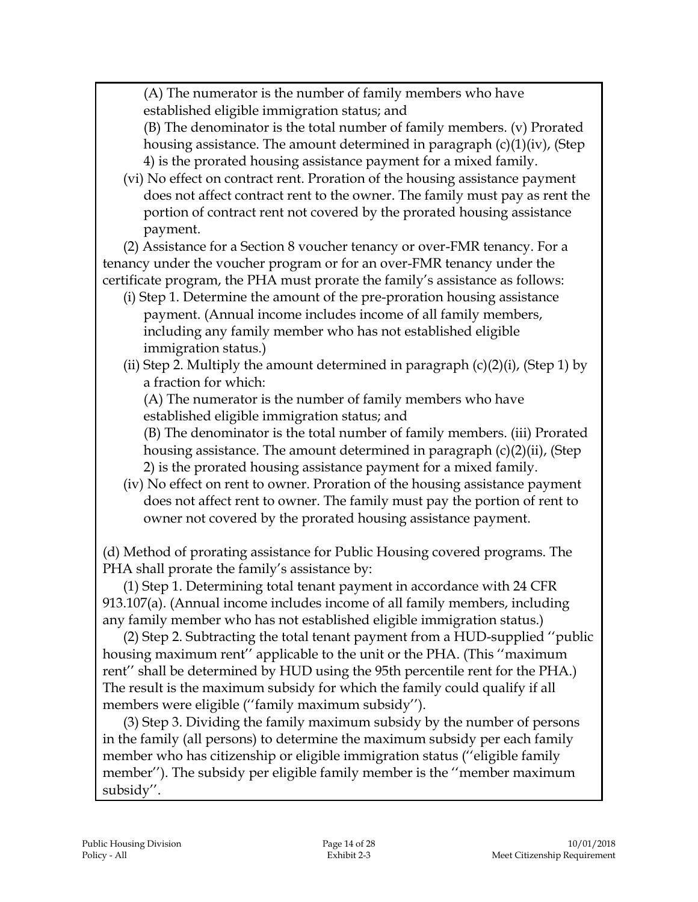(A) The numerator is the number of family members who have established eligible immigration status; and

(B) The denominator is the total number of family members. (v) Prorated housing assistance. The amount determined in paragraph (c)(1)(iv), (Step 4) is the prorated housing assistance payment for a mixed family.

(vi) No effect on contract rent. Proration of the housing assistance payment does not affect contract rent to the owner. The family must pay as rent the portion of contract rent not covered by the prorated housing assistance payment.

(2) Assistance for a Section 8 voucher tenancy or over-FMR tenancy. For a tenancy under the voucher program or for an over-FMR tenancy under the certificate program, the PHA must prorate the family's assistance as follows:

(i) Step 1. Determine the amount of the pre-proration housing assistance payment. (Annual income includes income of all family members, including any family member who has not established eligible immigration status.)

(ii) Step 2. Multiply the amount determined in paragraph (c)(2)(i), (Step 1) by a fraction for which:

(A) The numerator is the number of family members who have established eligible immigration status; and

(B) The denominator is the total number of family members. (iii) Prorated housing assistance. The amount determined in paragraph (c)(2)(ii), (Step 2) is the prorated housing assistance payment for a mixed family.

(iv) No effect on rent to owner. Proration of the housing assistance payment does not affect rent to owner. The family must pay the portion of rent to owner not covered by the prorated housing assistance payment.

(d) Method of prorating assistance for Public Housing covered programs. The PHA shall prorate the family's assistance by:

(1) Step 1. Determining total tenant payment in accordance with 24 CFR 913.107(a). (Annual income includes income of all family members, including any family member who has not established eligible immigration status.)

(2) Step 2. Subtracting the total tenant payment from a HUD-supplied ''public housing maximum rent'' applicable to the unit or the PHA. (This ''maximum rent'' shall be determined by HUD using the 95th percentile rent for the PHA.) The result is the maximum subsidy for which the family could qualify if all members were eligible (''family maximum subsidy'').

(3) Step 3. Dividing the family maximum subsidy by the number of persons in the family (all persons) to determine the maximum subsidy per each family member who has citizenship or eligible immigration status (''eligible family member''). The subsidy per eligible family member is the ''member maximum subsidy''.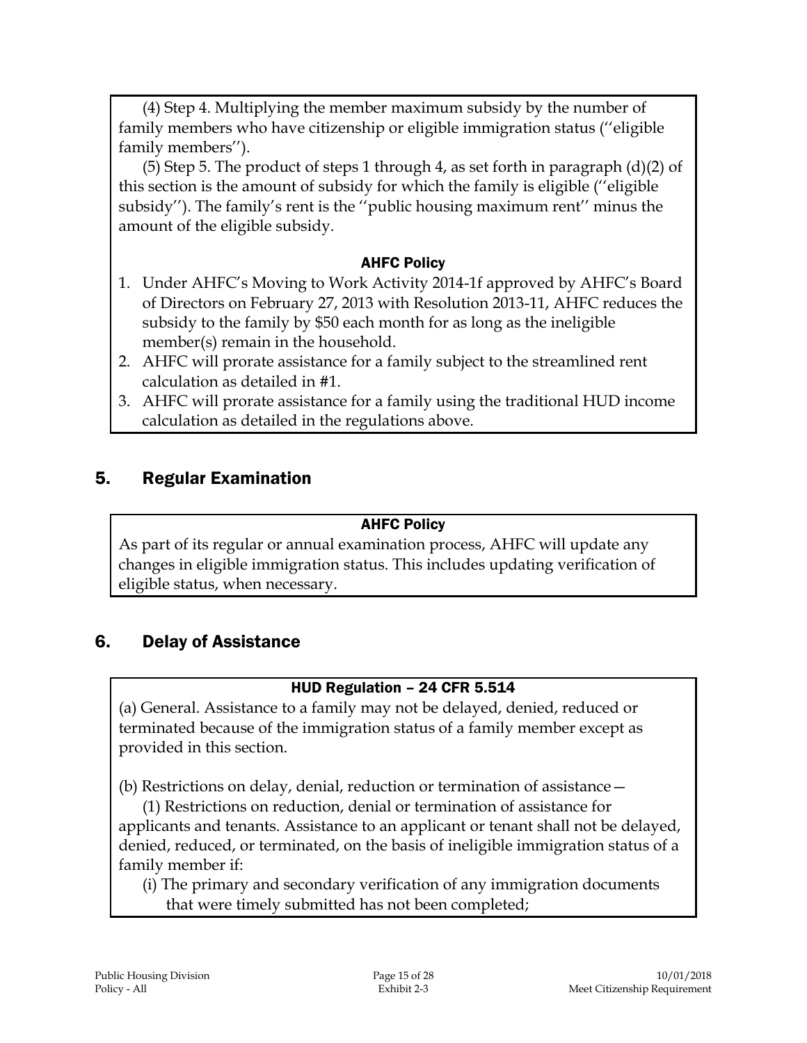(4) Step 4. Multiplying the member maximum subsidy by the number of family members who have citizenship or eligible immigration status (''eligible family members'').

(5) Step 5. The product of steps 1 through 4, as set forth in paragraph (d)(2) of this section is the amount of subsidy for which the family is eligible (''eligible subsidy''). The family's rent is the ''public housing maximum rent'' minus the amount of the eligible subsidy.

**AHFC Policy**

1. Under AHFC's Moving to Work Activity 2014-1f approved by AHFC's Board of Directors on February 27, 2013 with Resolution 2013-11, AHFC reduces the subsidy to the family by $50 each month for as long as the ineligible member(s) remain in the household.
2. AHFC will prorate assistance for a family subject to the streamlined rent calculation as detailed in #1.
3. AHFC will prorate assistance for a family using the traditional HUD income calculation as detailed in the regulations above.

## 5. Regular Examination

**AHFC Policy**

As part of its regular or annual examination process, AHFC will update any changes in eligible immigration status. This includes updating verification of eligible status, when necessary.

## 6. Delay of Assistance

**HUD Regulation – 24 CFR 5.514**

(a) General. Assistance to a family may not be delayed, denied, reduced or terminated because of the immigration status of a family member except as provided in this section.

(b) Restrictions on delay, denial, reduction or termination of assistance—

(1) Restrictions on reduction, denial or termination of assistance for applicants and tenants. Assistance to an applicant or tenant shall not be delayed, denied, reduced, or terminated, on the basis of ineligible immigration status of a family member if:

(i) The primary and secondary verification of any immigration documents that were timely submitted has not been completed;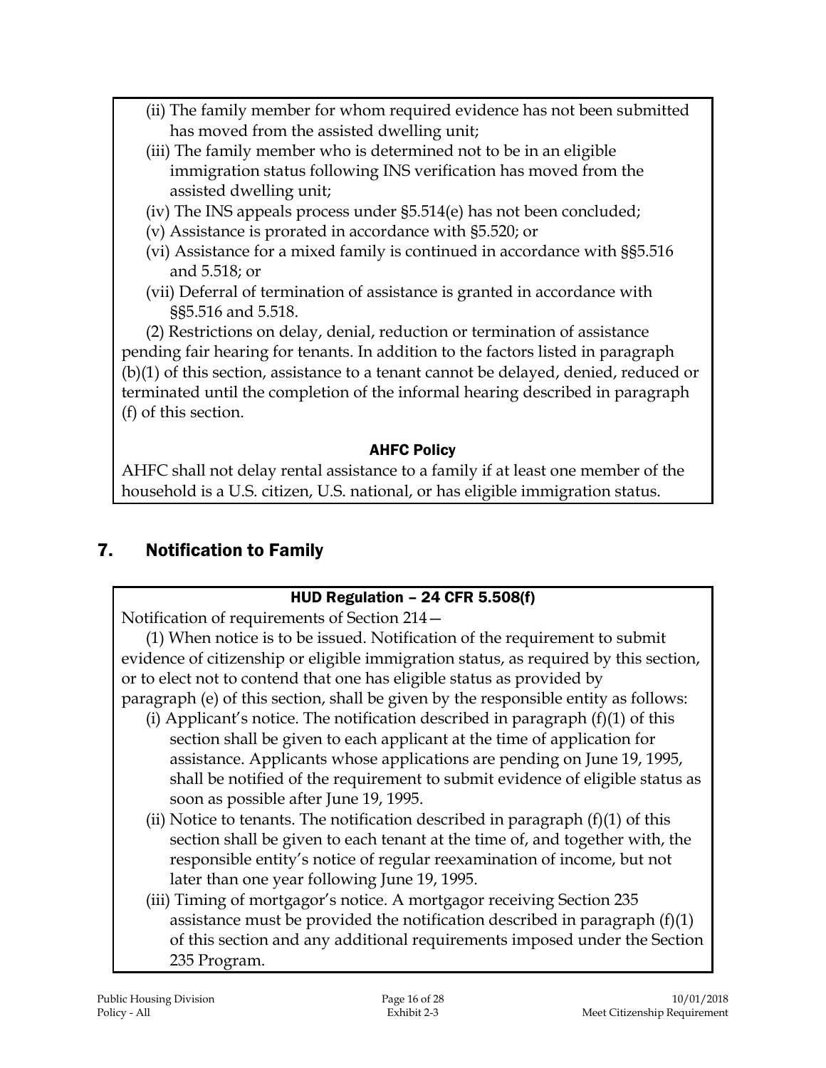(ii) The family member for whom required evidence has not been submitted has moved from the assisted dwelling unit;

(iii) The family member who is determined not to be in an eligible immigration status following INS verification has moved from the assisted dwelling unit;

(iv) The INS appeals process under §5.514(e) has not been concluded;

(v) Assistance is prorated in accordance with §5.520; or

(vi) Assistance for a mixed family is continued in accordance with §§5.516 and 5.518; or

(vii) Deferral of termination of assistance is granted in accordance with §§5.516 and 5.518.

(2) Restrictions on delay, denial, reduction or termination of assistance pending fair hearing for tenants. In addition to the factors listed in paragraph (b)(1) of this section, assistance to a tenant cannot be delayed, denied, reduced or terminated until the completion of the informal hearing described in paragraph (f) of this section.

**AHFC Policy**

AHFC shall not delay rental assistance to a family if at least one member of the household is a U.S. citizen, U.S. national, or has eligible immigration status.

## 7. Notification to Family

**HUD Regulation – 24 CFR 5.508(f)**

Notification of requirements of Section 214—

(1) When notice is to be issued. Notification of the requirement to submit evidence of citizenship or eligible immigration status, as required by this section, or to elect not to contend that one has eligible status as provided by paragraph (e) of this section, shall be given by the responsible entity as follows:

(i) Applicant's notice. The notification described in paragraph (f)(1) of this section shall be given to each applicant at the time of application for assistance. Applicants whose applications are pending on June 19, 1995, shall be notified of the requirement to submit evidence of eligible status as soon as possible after June 19, 1995.

(ii) Notice to tenants. The notification described in paragraph (f)(1) of this section shall be given to each tenant at the time of, and together with, the responsible entity's notice of regular reexamination of income, but not later than one year following June 19, 1995.

(iii) Timing of mortgagor's notice. A mortgagor receiving Section 235 assistance must be provided the notification described in paragraph (f)(1) of this section and any additional requirements imposed under the Section 235 Program.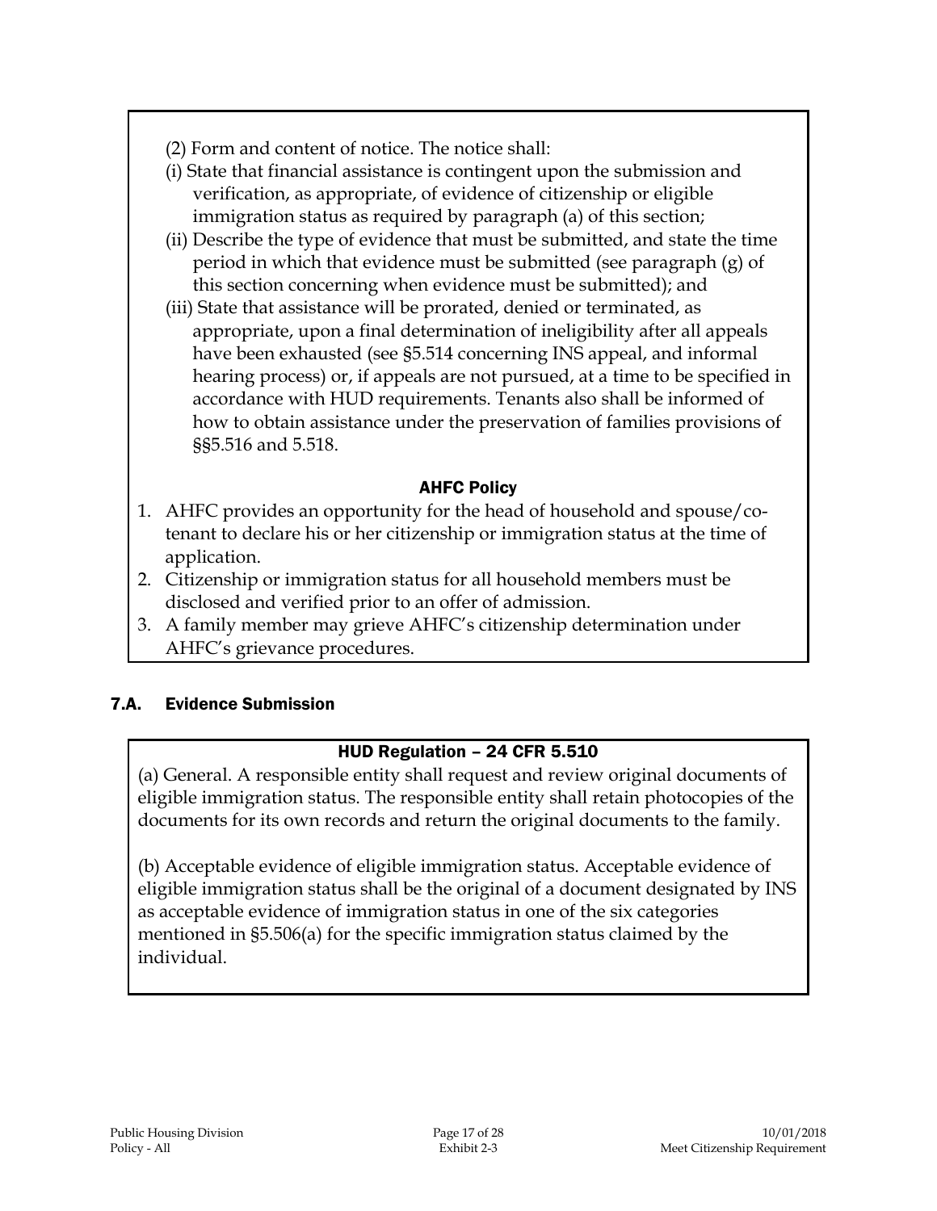(2) Form and content of notice. The notice shall:

(i) State that financial assistance is contingent upon the submission and verification, as appropriate, of evidence of citizenship or eligible immigration status as required by paragraph (a) of this section;

(ii) Describe the type of evidence that must be submitted, and state the time period in which that evidence must be submitted (see paragraph (g) of this section concerning when evidence must be submitted); and

(iii) State that assistance will be prorated, denied or terminated, as appropriate, upon a final determination of ineligibility after all appeals have been exhausted (see §5.514 concerning INS appeal, and informal hearing process) or, if appeals are not pursued, at a time to be specified in accordance with HUD requirements. Tenants also shall be informed of how to obtain assistance under the preservation of families provisions of §§5.516 and 5.518.

**AHFC Policy**

1. AHFC provides an opportunity for the head of household and spouse/co-tenant to declare his or her citizenship or immigration status at the time of application.
2. Citizenship or immigration status for all household members must be disclosed and verified prior to an offer of admission.
3. A family member may grieve AHFC's citizenship determination under AHFC's grievance procedures.

## 7.A. Evidence Submission

**HUD Regulation – 24 CFR 5.510**

(a) General. A responsible entity shall request and review original documents of eligible immigration status. The responsible entity shall retain photocopies of the documents for its own records and return the original documents to the family.

(b) Acceptable evidence of eligible immigration status. Acceptable evidence of eligible immigration status shall be the original of a document designated by INS as acceptable evidence of immigration status in one of the six categories mentioned in §5.506(a) for the specific immigration status claimed by the individual.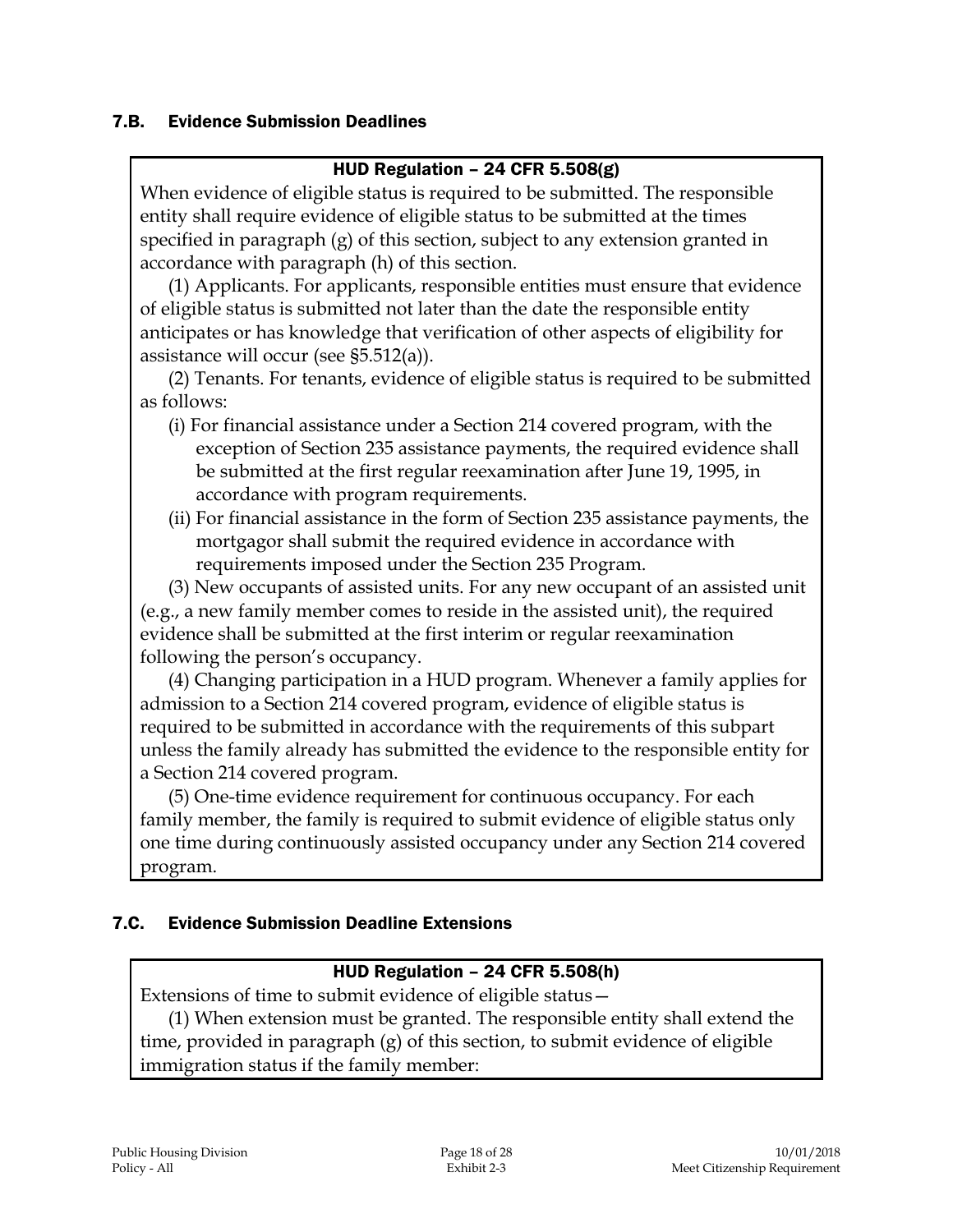## 7.B. Evidence Submission Deadlines

**HUD Regulation – 24 CFR 5.508(g)**

When evidence of eligible status is required to be submitted. The responsible entity shall require evidence of eligible status to be submitted at the times specified in paragraph (g) of this section, subject to any extension granted in accordance with paragraph (h) of this section.

(1) Applicants. For applicants, responsible entities must ensure that evidence of eligible status is submitted not later than the date the responsible entity anticipates or has knowledge that verification of other aspects of eligibility for assistance will occur (see §5.512(a)).

(2) Tenants. For tenants, evidence of eligible status is required to be submitted as follows:

(i) For financial assistance under a Section 214 covered program, with the exception of Section 235 assistance payments, the required evidence shall be submitted at the first regular reexamination after June 19, 1995, in accordance with program requirements.

(ii) For financial assistance in the form of Section 235 assistance payments, the mortgagor shall submit the required evidence in accordance with requirements imposed under the Section 235 Program.

(3) New occupants of assisted units. For any new occupant of an assisted unit (e.g., a new family member comes to reside in the assisted unit), the required evidence shall be submitted at the first interim or regular reexamination following the person's occupancy.

(4) Changing participation in a HUD program. Whenever a family applies for admission to a Section 214 covered program, evidence of eligible status is required to be submitted in accordance with the requirements of this subpart unless the family already has submitted the evidence to the responsible entity for a Section 214 covered program.

(5) One-time evidence requirement for continuous occupancy. For each family member, the family is required to submit evidence of eligible status only one time during continuously assisted occupancy under any Section 214 covered program.

## 7.C. Evidence Submission Deadline Extensions

**HUD Regulation – 24 CFR 5.508(h)**

Extensions of time to submit evidence of eligible status—

(1) When extension must be granted. The responsible entity shall extend the time, provided in paragraph (g) of this section, to submit evidence of eligible immigration status if the family member: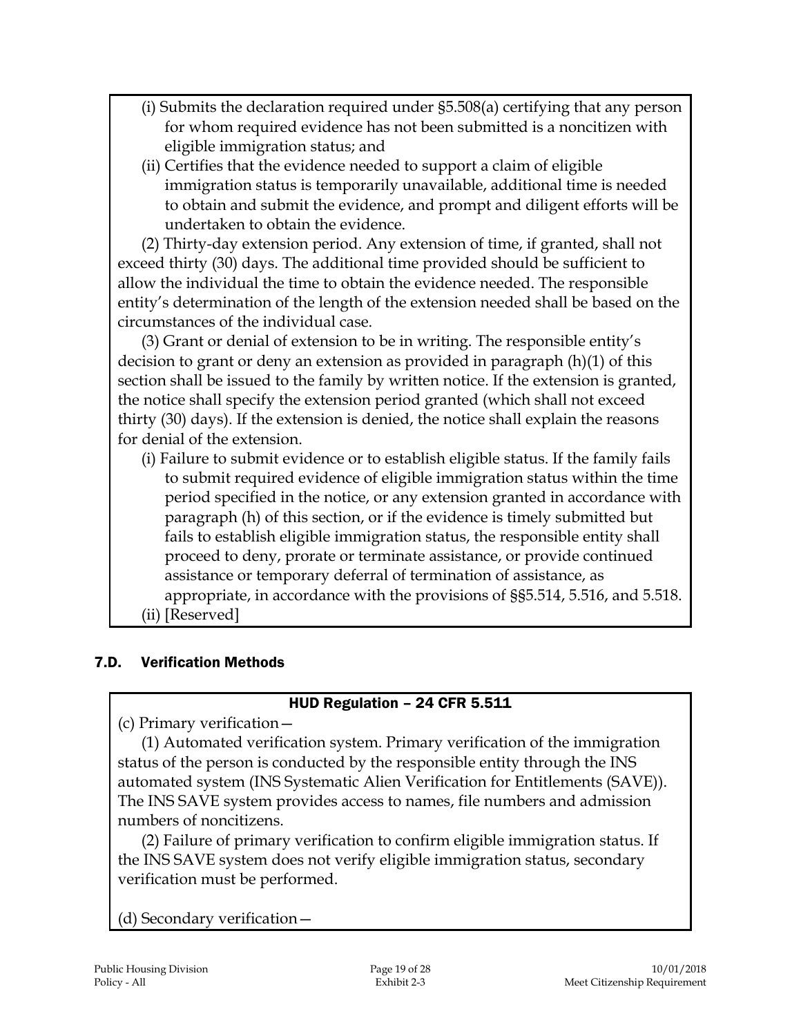(i) Submits the declaration required under §5.508(a) certifying that any person for whom required evidence has not been submitted is a noncitizen with eligible immigration status; and

(ii) Certifies that the evidence needed to support a claim of eligible immigration status is temporarily unavailable, additional time is needed to obtain and submit the evidence, and prompt and diligent efforts will be undertaken to obtain the evidence.

(2) Thirty-day extension period. Any extension of time, if granted, shall not exceed thirty (30) days. The additional time provided should be sufficient to allow the individual the time to obtain the evidence needed. The responsible entity's determination of the length of the extension needed shall be based on the circumstances of the individual case.

(3) Grant or denial of extension to be in writing. The responsible entity's decision to grant or deny an extension as provided in paragraph (h)(1) of this section shall be issued to the family by written notice. If the extension is granted, the notice shall specify the extension period granted (which shall not exceed thirty (30) days). If the extension is denied, the notice shall explain the reasons for denial of the extension.

(i) Failure to submit evidence or to establish eligible status. If the family fails to submit required evidence of eligible immigration status within the time period specified in the notice, or any extension granted in accordance with paragraph (h) of this section, or if the evidence is timely submitted but fails to establish eligible immigration status, the responsible entity shall proceed to deny, prorate or terminate assistance, or provide continued assistance or temporary deferral of termination of assistance, as appropriate, in accordance with the provisions of §§5.514, 5.516, and 5.518.

(ii) [Reserved]

## 7.D. Verification Methods

**HUD Regulation – 24 CFR 5.511**

(c) Primary verification—

(1) Automated verification system. Primary verification of the immigration status of the person is conducted by the responsible entity through the INS automated system (INS Systematic Alien Verification for Entitlements (SAVE)). The INS SAVE system provides access to names, file numbers and admission numbers of noncitizens.

(2) Failure of primary verification to confirm eligible immigration status. If the INS SAVE system does not verify eligible immigration status, secondary verification must be performed.

(d) Secondary verification—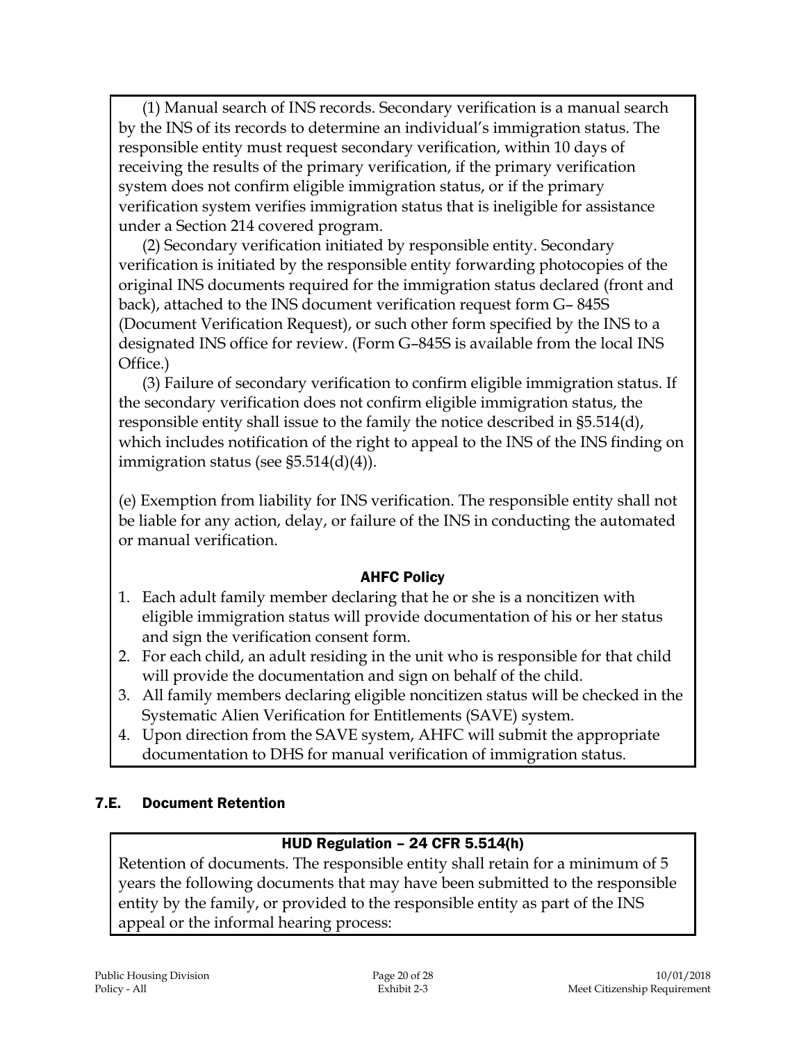(1) Manual search of INS records. Secondary verification is a manual search by the INS of its records to determine an individual's immigration status. The responsible entity must request secondary verification, within 10 days of receiving the results of the primary verification, if the primary verification system does not confirm eligible immigration status, or if the primary verification system verifies immigration status that is ineligible for assistance under a Section 214 covered program.

(2) Secondary verification initiated by responsible entity. Secondary verification is initiated by the responsible entity forwarding photocopies of the original INS documents required for the immigration status declared (front and back), attached to the INS document verification request form G– 845S (Document Verification Request), or such other form specified by the INS to a designated INS office for review. (Form G–845S is available from the local INS Office.)

(3) Failure of secondary verification to confirm eligible immigration status. If the secondary verification does not confirm eligible immigration status, the responsible entity shall issue to the family the notice described in §5.514(d), which includes notification of the right to appeal to the INS of the INS finding on immigration status (see §5.514(d)(4)).

(e) Exemption from liability for INS verification. The responsible entity shall not be liable for any action, delay, or failure of the INS in conducting the automated or manual verification.

**AHFC Policy**

1. Each adult family member declaring that he or she is a noncitizen with eligible immigration status will provide documentation of his or her status and sign the verification consent form.
2. For each child, an adult residing in the unit who is responsible for that child will provide the documentation and sign on behalf of the child.
3. All family members declaring eligible noncitizen status will be checked in the Systematic Alien Verification for Entitlements (SAVE) system.
4. Upon direction from the SAVE system, AHFC will submit the appropriate documentation to DHS for manual verification of immigration status.

## 7.E. Document Retention

**HUD Regulation – 24 CFR 5.514(h)**

Retention of documents. The responsible entity shall retain for a minimum of 5 years the following documents that may have been submitted to the responsible entity by the family, or provided to the responsible entity as part of the INS appeal or the informal hearing process: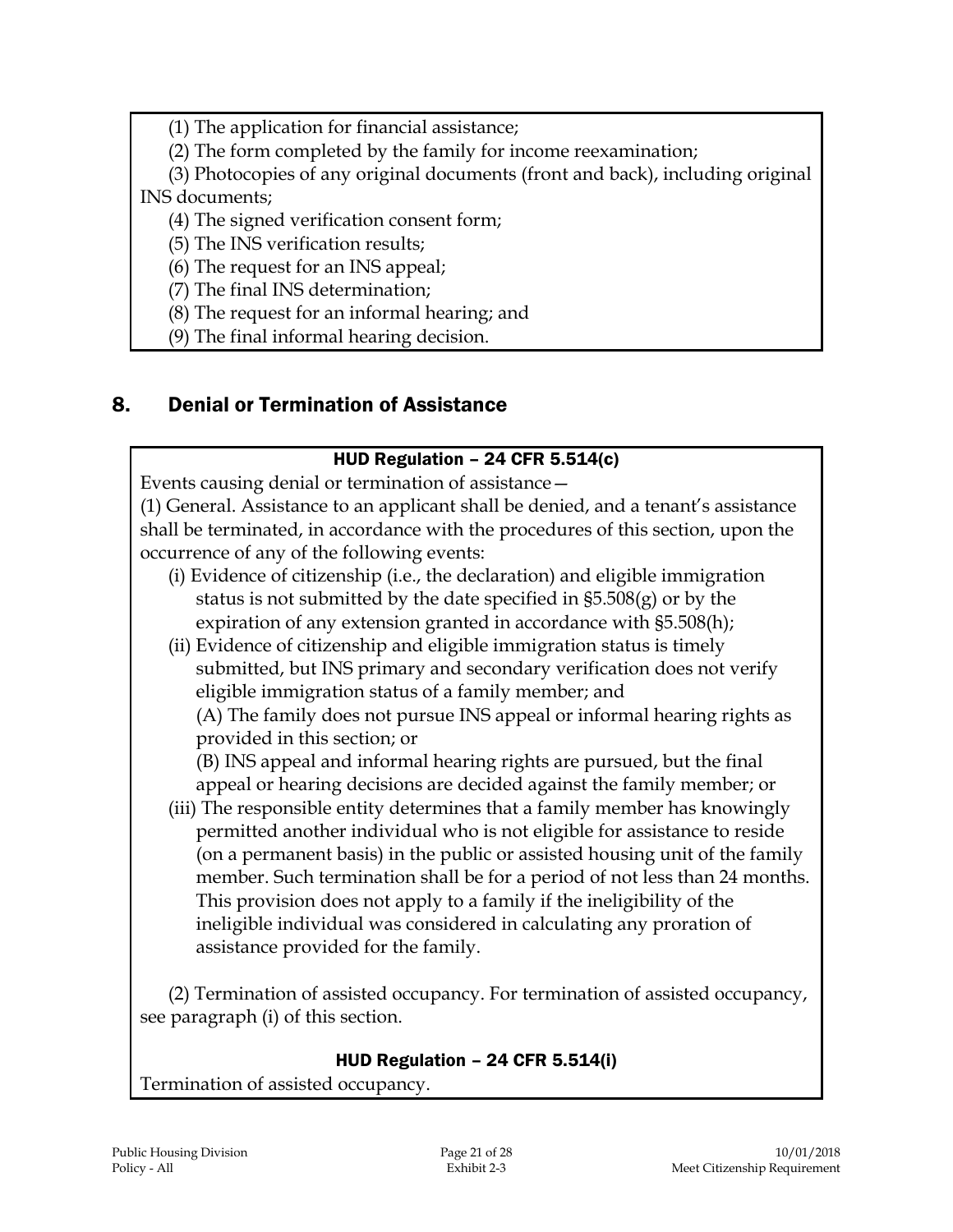(1) The application for financial assistance;

(2) The form completed by the family for income reexamination;

(3) Photocopies of any original documents (front and back), including original INS documents;

(4) The signed verification consent form;

(5) The INS verification results;

(6) The request for an INS appeal;

(7) The final INS determination;

(8) The request for an informal hearing; and

(9) The final informal hearing decision.

## 8. Denial or Termination of Assistance

**HUD Regulation – 24 CFR 5.514(c)**

Events causing denial or termination of assistance—

(1) General. Assistance to an applicant shall be denied, and a tenant's assistance shall be terminated, in accordance with the procedures of this section, upon the occurrence of any of the following events:

(i) Evidence of citizenship (i.e., the declaration) and eligible immigration status is not submitted by the date specified in §5.508(g) or by the expiration of any extension granted in accordance with §5.508(h);

(ii) Evidence of citizenship and eligible immigration status is timely submitted, but INS primary and secondary verification does not verify eligible immigration status of a family member; and

(A) The family does not pursue INS appeal or informal hearing rights as provided in this section; or

(B) INS appeal and informal hearing rights are pursued, but the final appeal or hearing decisions are decided against the family member; or

(iii) The responsible entity determines that a family member has knowingly permitted another individual who is not eligible for assistance to reside (on a permanent basis) in the public or assisted housing unit of the family member. Such termination shall be for a period of not less than 24 months. This provision does not apply to a family if the ineligibility of the ineligible individual was considered in calculating any proration of assistance provided for the family.

(2) Termination of assisted occupancy. For termination of assisted occupancy, see paragraph (i) of this section.

**HUD Regulation – 24 CFR 5.514(i)**

Termination of assisted occupancy.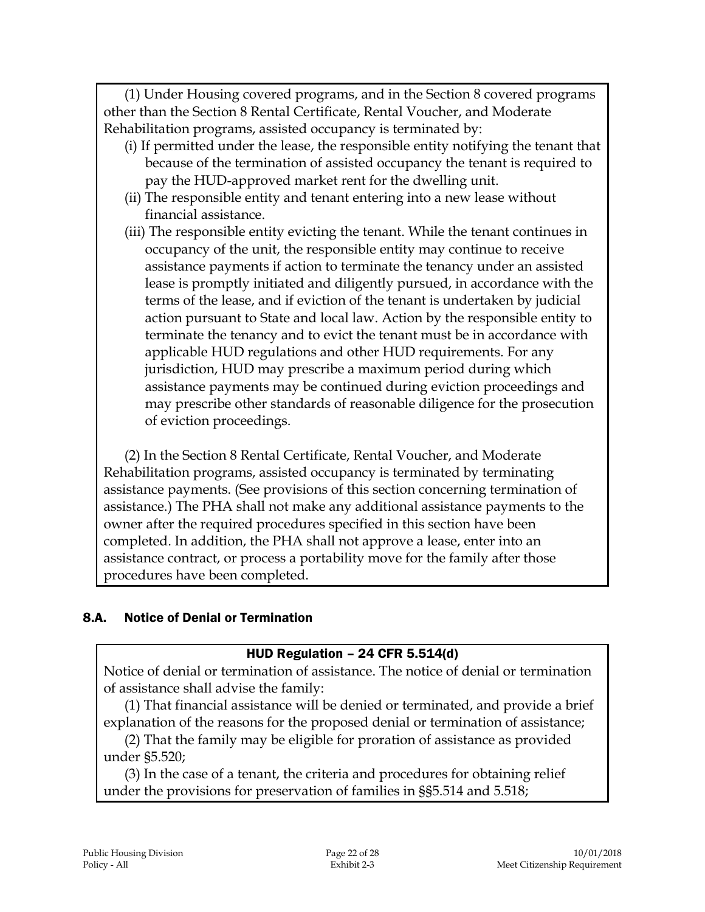(1) Under Housing covered programs, and in the Section 8 covered programs other than the Section 8 Rental Certificate, Rental Voucher, and Moderate Rehabilitation programs, assisted occupancy is terminated by:

- (i) If permitted under the lease, the responsible entity notifying the tenant that because of the termination of assisted occupancy the tenant is required to pay the HUD-approved market rent for the dwelling unit.
- (ii) The responsible entity and tenant entering into a new lease without financial assistance.
- (iii) The responsible entity evicting the tenant. While the tenant continues in occupancy of the unit, the responsible entity may continue to receive assistance payments if action to terminate the tenancy under an assisted lease is promptly initiated and diligently pursued, in accordance with the terms of the lease, and if eviction of the tenant is undertaken by judicial action pursuant to State and local law. Action by the responsible entity to terminate the tenancy and to evict the tenant must be in accordance with applicable HUD regulations and other HUD requirements. For any jurisdiction, HUD may prescribe a maximum period during which assistance payments may be continued during eviction proceedings and may prescribe other standards of reasonable diligence for the prosecution of eviction proceedings.

(2) In the Section 8 Rental Certificate, Rental Voucher, and Moderate Rehabilitation programs, assisted occupancy is terminated by terminating assistance payments. (See provisions of this section concerning termination of assistance.) The PHA shall not make any additional assistance payments to the owner after the required procedures specified in this section have been completed. In addition, the PHA shall not approve a lease, enter into an assistance contract, or process a portability move for the family after those procedures have been completed.

## 8.A. Notice of Denial or Termination

**HUD Regulation – 24 CFR 5.514(d)**

Notice of denial or termination of assistance. The notice of denial or termination of assistance shall advise the family:

(1) That financial assistance will be denied or terminated, and provide a brief explanation of the reasons for the proposed denial or termination of assistance;

(2) That the family may be eligible for proration of assistance as provided under §5.520;

(3) In the case of a tenant, the criteria and procedures for obtaining relief under the provisions for preservation of families in §§5.514 and 5.518;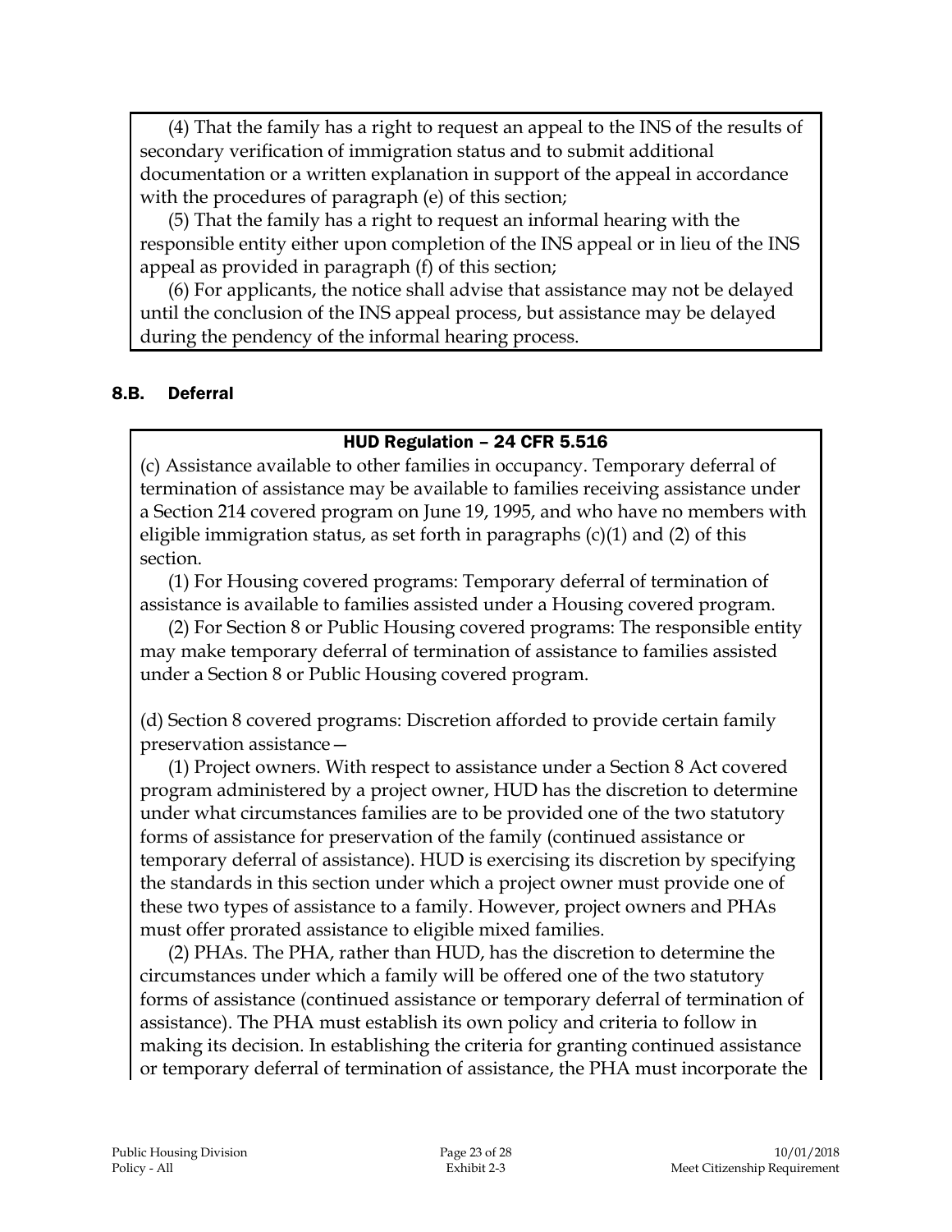(4) That the family has a right to request an appeal to the INS of the results of secondary verification of immigration status and to submit additional documentation or a written explanation in support of the appeal in accordance with the procedures of paragraph (e) of this section;

(5) That the family has a right to request an informal hearing with the responsible entity either upon completion of the INS appeal or in lieu of the INS appeal as provided in paragraph (f) of this section;

(6) For applicants, the notice shall advise that assistance may not be delayed until the conclusion of the INS appeal process, but assistance may be delayed during the pendency of the informal hearing process.

## 8.B. Deferral

**HUD Regulation – 24 CFR 5.516**

(c) Assistance available to other families in occupancy. Temporary deferral of termination of assistance may be available to families receiving assistance under a Section 214 covered program on June 19, 1995, and who have no members with eligible immigration status, as set forth in paragraphs (c)(1) and (2) of this section.

(1) For Housing covered programs: Temporary deferral of termination of assistance is available to families assisted under a Housing covered program.

(2) For Section 8 or Public Housing covered programs: The responsible entity may make temporary deferral of termination of assistance to families assisted under a Section 8 or Public Housing covered program.

(d) Section 8 covered programs: Discretion afforded to provide certain family preservation assistance—

(1) Project owners. With respect to assistance under a Section 8 Act covered program administered by a project owner, HUD has the discretion to determine under what circumstances families are to be provided one of the two statutory forms of assistance for preservation of the family (continued assistance or temporary deferral of assistance). HUD is exercising its discretion by specifying the standards in this section under which a project owner must provide one of these two types of assistance to a family. However, project owners and PHAs must offer prorated assistance to eligible mixed families.

(2) PHAs. The PHA, rather than HUD, has the discretion to determine the circumstances under which a family will be offered one of the two statutory forms of assistance (continued assistance or temporary deferral of termination of assistance). The PHA must establish its own policy and criteria to follow in making its decision. In establishing the criteria for granting continued assistance or temporary deferral of termination of assistance, the PHA must incorporate the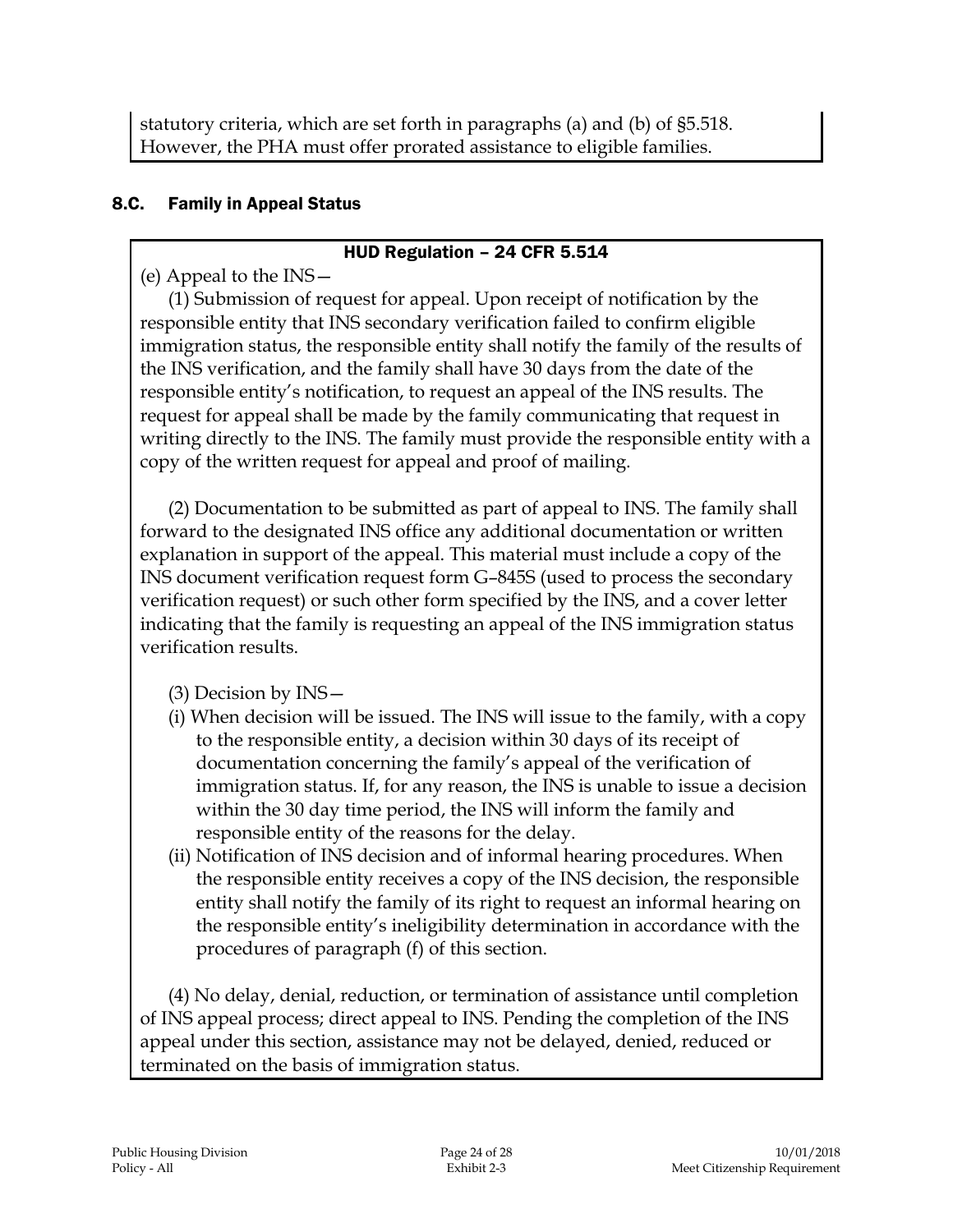statutory criteria, which are set forth in paragraphs (a) and (b) of §5.518. However, the PHA must offer prorated assistance to eligible families.

### 8.C. Family in Appeal Status

**HUD Regulation – 24 CFR 5.514**

(e) Appeal to the INS—

(1) Submission of request for appeal. Upon receipt of notification by the responsible entity that INS secondary verification failed to confirm eligible immigration status, the responsible entity shall notify the family of the results of the INS verification, and the family shall have 30 days from the date of the responsible entity's notification, to request an appeal of the INS results. The request for appeal shall be made by the family communicating that request in writing directly to the INS. The family must provide the responsible entity with a copy of the written request for appeal and proof of mailing.

(2) Documentation to be submitted as part of appeal to INS. The family shall forward to the designated INS office any additional documentation or written explanation in support of the appeal. This material must include a copy of the INS document verification request form G–845S (used to process the secondary verification request) or such other form specified by the INS, and a cover letter indicating that the family is requesting an appeal of the INS immigration status verification results.

(3) Decision by INS—

(i) When decision will be issued. The INS will issue to the family, with a copy to the responsible entity, a decision within 30 days of its receipt of documentation concerning the family's appeal of the verification of immigration status. If, for any reason, the INS is unable to issue a decision within the 30 day time period, the INS will inform the family and responsible entity of the reasons for the delay.

(ii) Notification of INS decision and of informal hearing procedures. When the responsible entity receives a copy of the INS decision, the responsible entity shall notify the family of its right to request an informal hearing on the responsible entity's ineligibility determination in accordance with the procedures of paragraph (f) of this section.

(4) No delay, denial, reduction, or termination of assistance until completion of INS appeal process; direct appeal to INS. Pending the completion of the INS appeal under this section, assistance may not be delayed, denied, reduced or terminated on the basis of immigration status.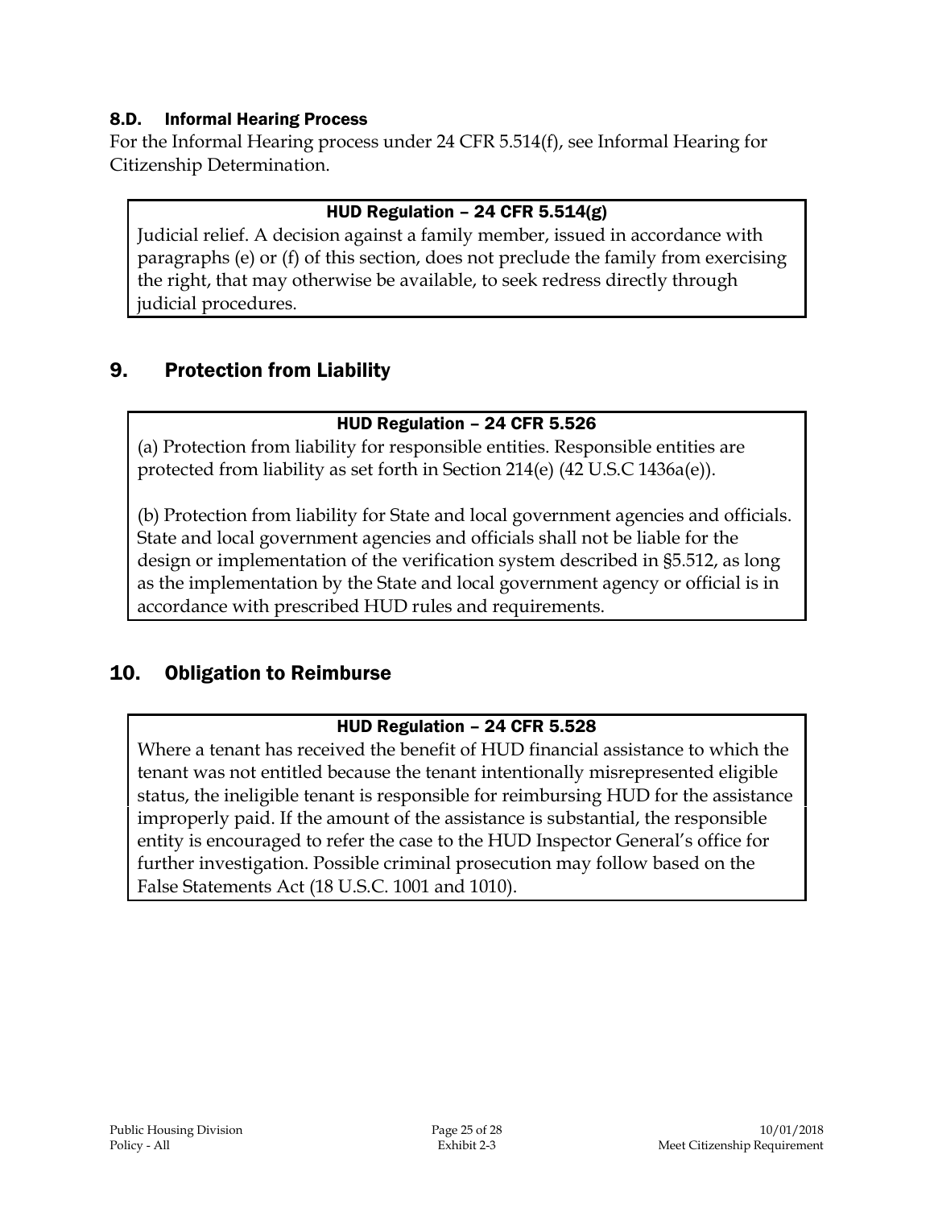### 8.D. Informal Hearing Process

For the Informal Hearing process under 24 CFR 5.514(f), see Informal Hearing for Citizenship Determination.

> **HUD Regulation – 24 CFR 5.514(g)**
>
> Judicial relief. A decision against a family member, issued in accordance with paragraphs (e) or (f) of this section, does not preclude the family from exercising the right, that may otherwise be available, to seek redress directly through judicial procedures.

## 9. Protection from Liability

> **HUD Regulation – 24 CFR 5.526**
>
> (a) Protection from liability for responsible entities. Responsible entities are protected from liability as set forth in Section 214(e) (42 U.S.C 1436a(e)).
>
> (b) Protection from liability for State and local government agencies and officials. State and local government agencies and officials shall not be liable for the design or implementation of the verification system described in §5.512, as long as the implementation by the State and local government agency or official is in accordance with prescribed HUD rules and requirements.

## 10. Obligation to Reimburse

> **HUD Regulation – 24 CFR 5.528**
>
> Where a tenant has received the benefit of HUD financial assistance to which the tenant was not entitled because the tenant intentionally misrepresented eligible status, the ineligible tenant is responsible for reimbursing HUD for the assistance improperly paid. If the amount of the assistance is substantial, the responsible entity is encouraged to refer the case to the HUD Inspector General's office for further investigation. Possible criminal prosecution may follow based on the False Statements Act (18 U.S.C. 1001 and 1010).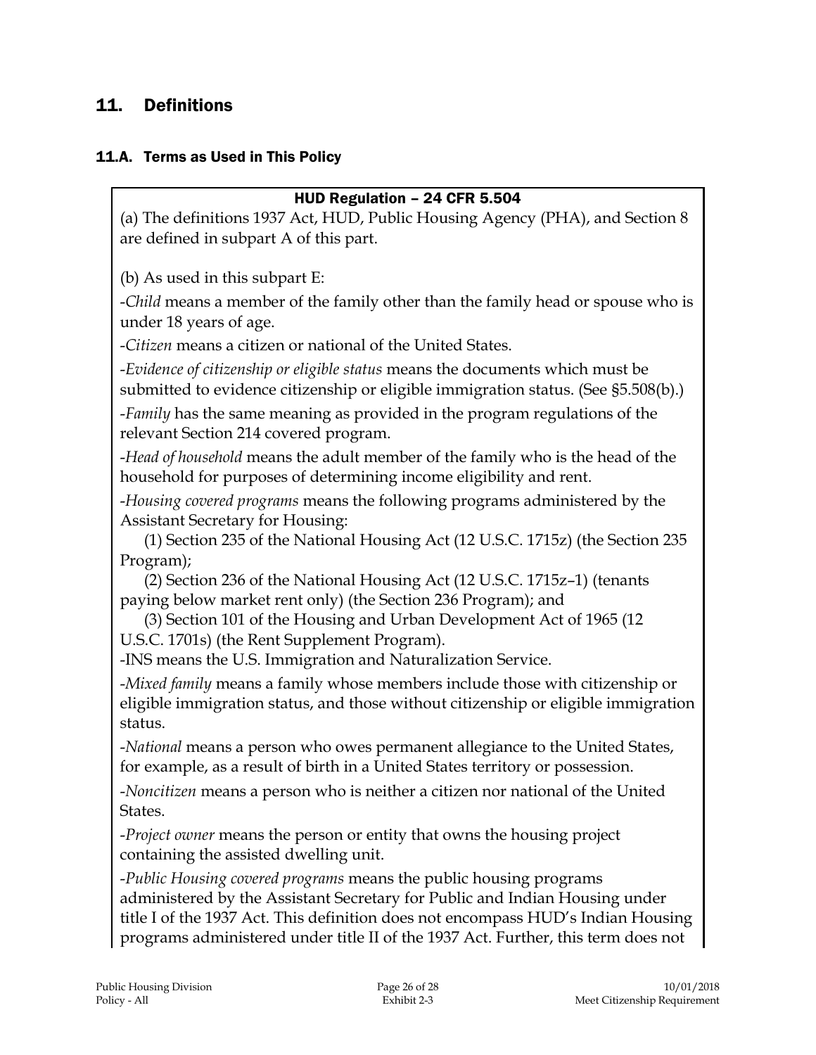## 11. Definitions

### 11.A. Terms as Used in This Policy

**HUD Regulation – 24 CFR 5.504**

(a) The definitions 1937 Act, HUD, Public Housing Agency (PHA), and Section 8 are defined in subpart A of this part.

(b) As used in this subpart E:

-*Child* means a member of the family other than the family head or spouse who is under 18 years of age.

-*Citizen* means a citizen or national of the United States.

-*Evidence of citizenship or eligible status* means the documents which must be submitted to evidence citizenship or eligible immigration status. (See §5.508(b).)

-*Family* has the same meaning as provided in the program regulations of the relevant Section 214 covered program.

-*Head of household* means the adult member of the family who is the head of the household for purposes of determining income eligibility and rent.

-*Housing covered programs* means the following programs administered by the Assistant Secretary for Housing:

(1) Section 235 of the National Housing Act (12 U.S.C. 1715z) (the Section 235 Program);

(2) Section 236 of the National Housing Act (12 U.S.C. 1715z–1) (tenants paying below market rent only) (the Section 236 Program); and

(3) Section 101 of the Housing and Urban Development Act of 1965 (12 U.S.C. 1701s) (the Rent Supplement Program).

-INS means the U.S. Immigration and Naturalization Service.

-*Mixed family* means a family whose members include those with citizenship or eligible immigration status, and those without citizenship or eligible immigration status.

-*National* means a person who owes permanent allegiance to the United States, for example, as a result of birth in a United States territory or possession.

-*Noncitizen* means a person who is neither a citizen nor national of the United States.

-*Project owner* means the person or entity that owns the housing project containing the assisted dwelling unit.

-*Public Housing covered programs* means the public housing programs administered by the Assistant Secretary for Public and Indian Housing under title I of the 1937 Act. This definition does not encompass HUD's Indian Housing programs administered under title II of the 1937 Act. Further, this term does not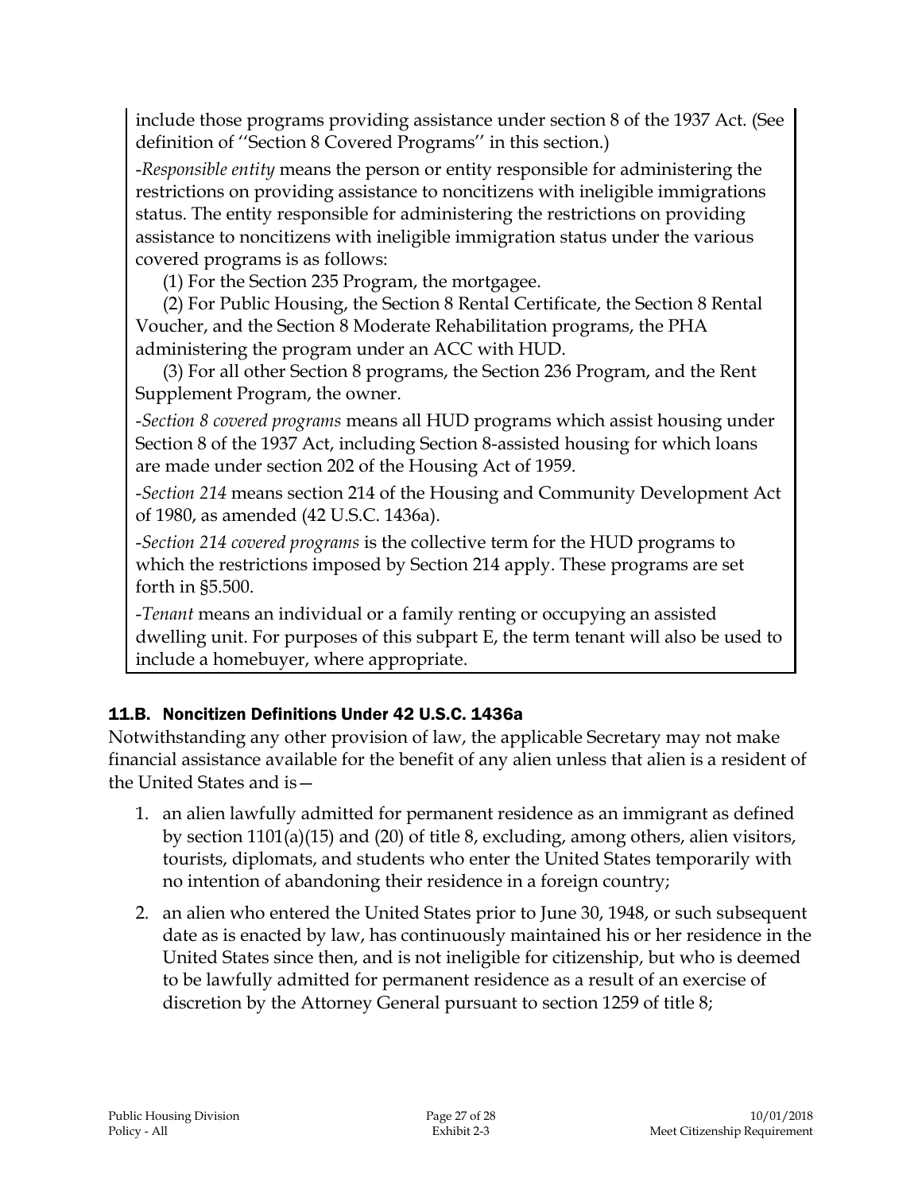include those programs providing assistance under section 8 of the 1937 Act. (See definition of ''Section 8 Covered Programs'' in this section.)

-*Responsible entity* means the person or entity responsible for administering the restrictions on providing assistance to noncitizens with ineligible immigrations status. The entity responsible for administering the restrictions on providing assistance to noncitizens with ineligible immigration status under the various covered programs is as follows:

(1) For the Section 235 Program, the mortgagee.

(2) For Public Housing, the Section 8 Rental Certificate, the Section 8 Rental Voucher, and the Section 8 Moderate Rehabilitation programs, the PHA administering the program under an ACC with HUD.

(3) For all other Section 8 programs, the Section 236 Program, and the Rent Supplement Program, the owner.

-*Section 8 covered programs* means all HUD programs which assist housing under Section 8 of the 1937 Act, including Section 8-assisted housing for which loans are made under section 202 of the Housing Act of 1959.

-*Section 214* means section 214 of the Housing and Community Development Act of 1980, as amended (42 U.S.C. 1436a).

-*Section 214 covered programs* is the collective term for the HUD programs to which the restrictions imposed by Section 214 apply. These programs are set forth in §5.500.

-*Tenant* means an individual or a family renting or occupying an assisted dwelling unit. For purposes of this subpart E, the term tenant will also be used to include a homebuyer, where appropriate.

### 11.B. Noncitizen Definitions Under 42 U.S.C. 1436a

Notwithstanding any other provision of law, the applicable Secretary may not make financial assistance available for the benefit of any alien unless that alien is a resident of the United States and is—

1. an alien lawfully admitted for permanent residence as an immigrant as defined by section 1101(a)(15) and (20) of title 8, excluding, among others, alien visitors, tourists, diplomats, and students who enter the United States temporarily with no intention of abandoning their residence in a foreign country;
2. an alien who entered the United States prior to June 30, 1948, or such subsequent date as is enacted by law, has continuously maintained his or her residence in the United States since then, and is not ineligible for citizenship, but who is deemed to be lawfully admitted for permanent residence as a result of an exercise of discretion by the Attorney General pursuant to section 1259 of title 8;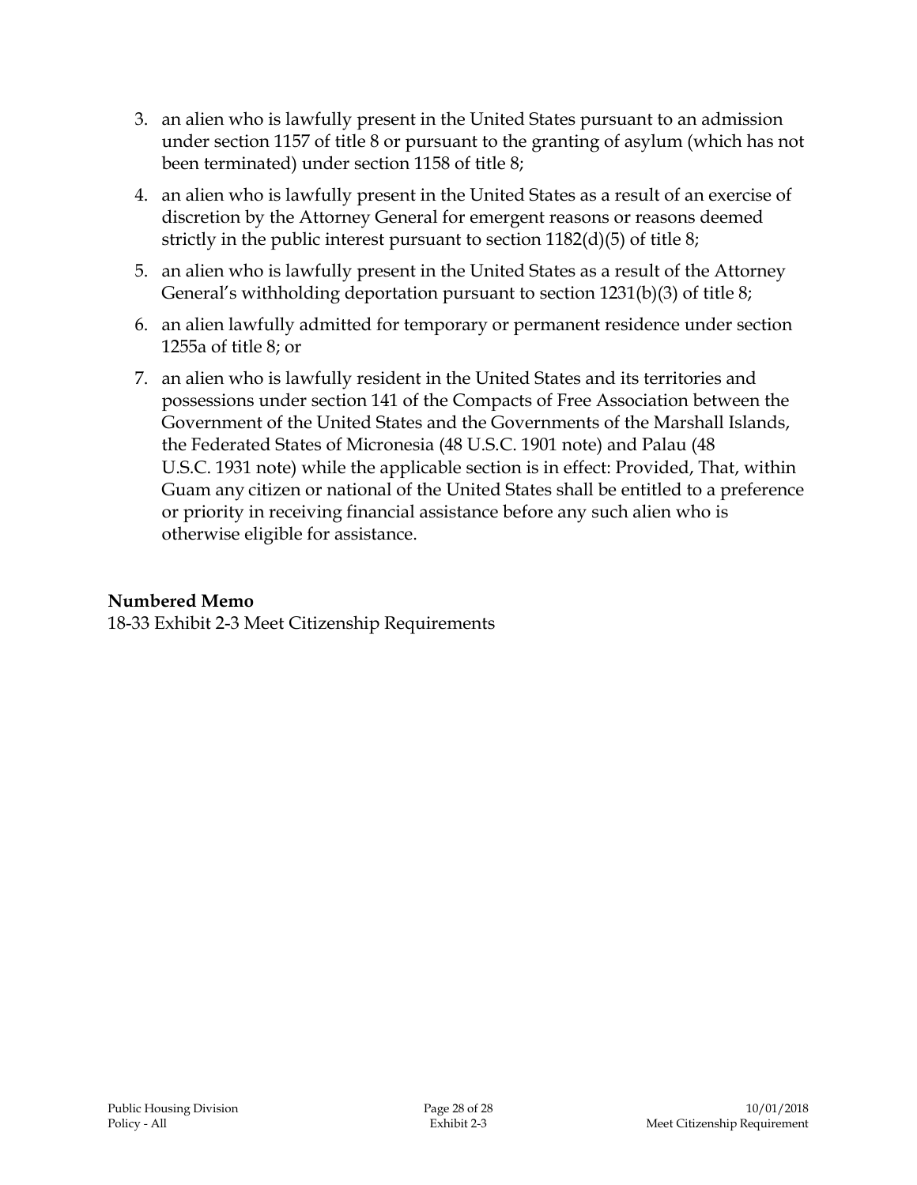3. an alien who is lawfully present in the United States pursuant to an admission under section 1157 of title 8 or pursuant to the granting of asylum (which has not been terminated) under section 1158 of title 8;
4. an alien who is lawfully present in the United States as a result of an exercise of discretion by the Attorney General for emergent reasons or reasons deemed strictly in the public interest pursuant to section 1182(d)(5) of title 8;
5. an alien who is lawfully present in the United States as a result of the Attorney General's withholding deportation pursuant to section 1231(b)(3) of title 8;
6. an alien lawfully admitted for temporary or permanent residence under section 1255a of title 8; or
7. an alien who is lawfully resident in the United States and its territories and possessions under section 141 of the Compacts of Free Association between the Government of the United States and the Governments of the Marshall Islands, the Federated States of Micronesia (48 U.S.C. 1901 note) and Palau (48 U.S.C. 1931 note) while the applicable section is in effect: Provided, That, within Guam any citizen or national of the United States shall be entitled to a preference or priority in receiving financial assistance before any such alien who is otherwise eligible for assistance.

**Numbered Memo**

18-33 Exhibit 2-3 Meet Citizenship Requirements